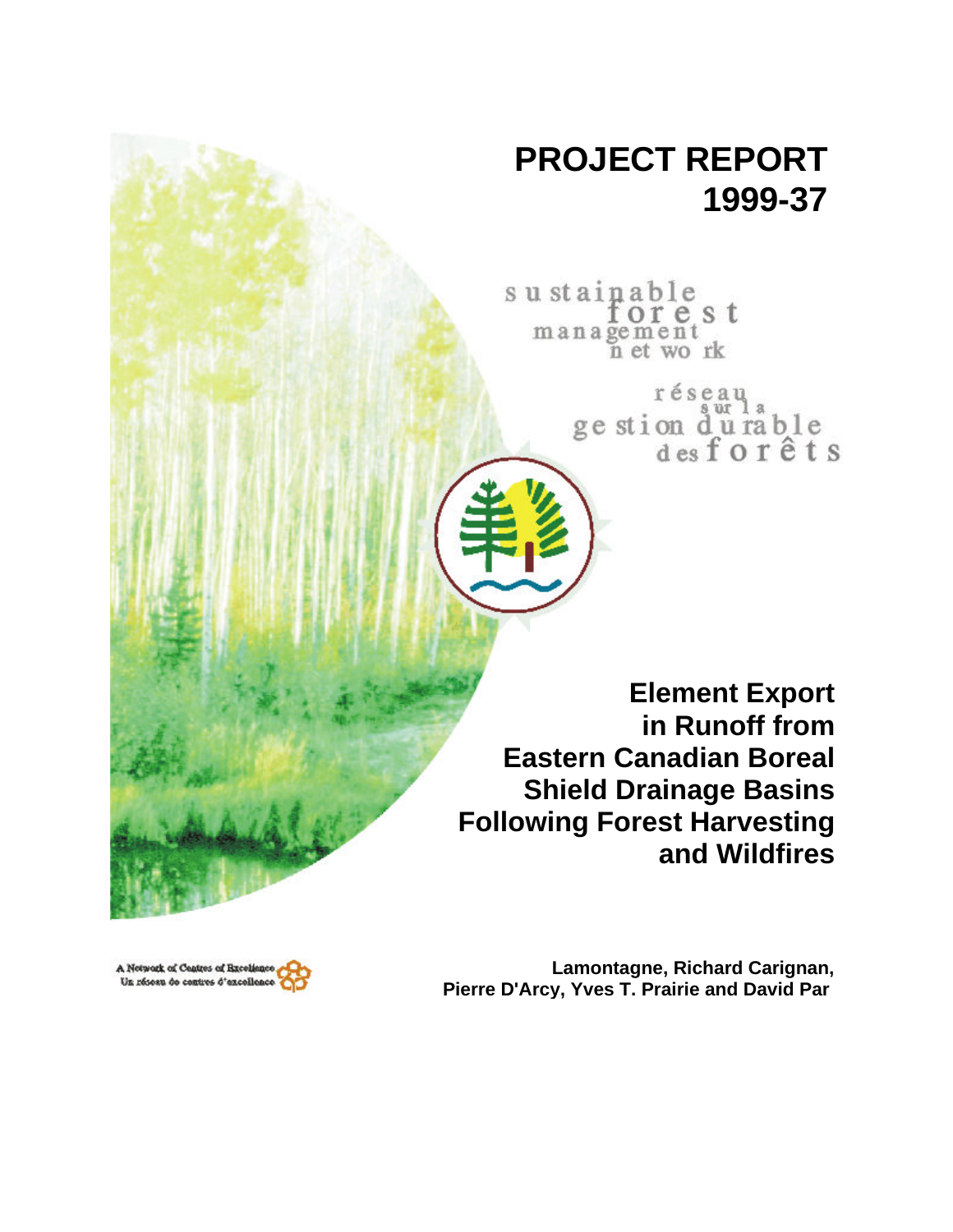# PROJECT REPORT 1999-37

sustainable forest management network

réseau sur la gestion durable des forêts

## Element Export in Runoff from Eastern Canadian Boreal Shield Drainage Basins Following Forest Harvesting and Wildfires

Lamontagne, Richard Carignan, Pierre D'Arcy, Yves T. Prairie and David Par

A Network of Centres of Excellence
Un réseau de centres d'excellence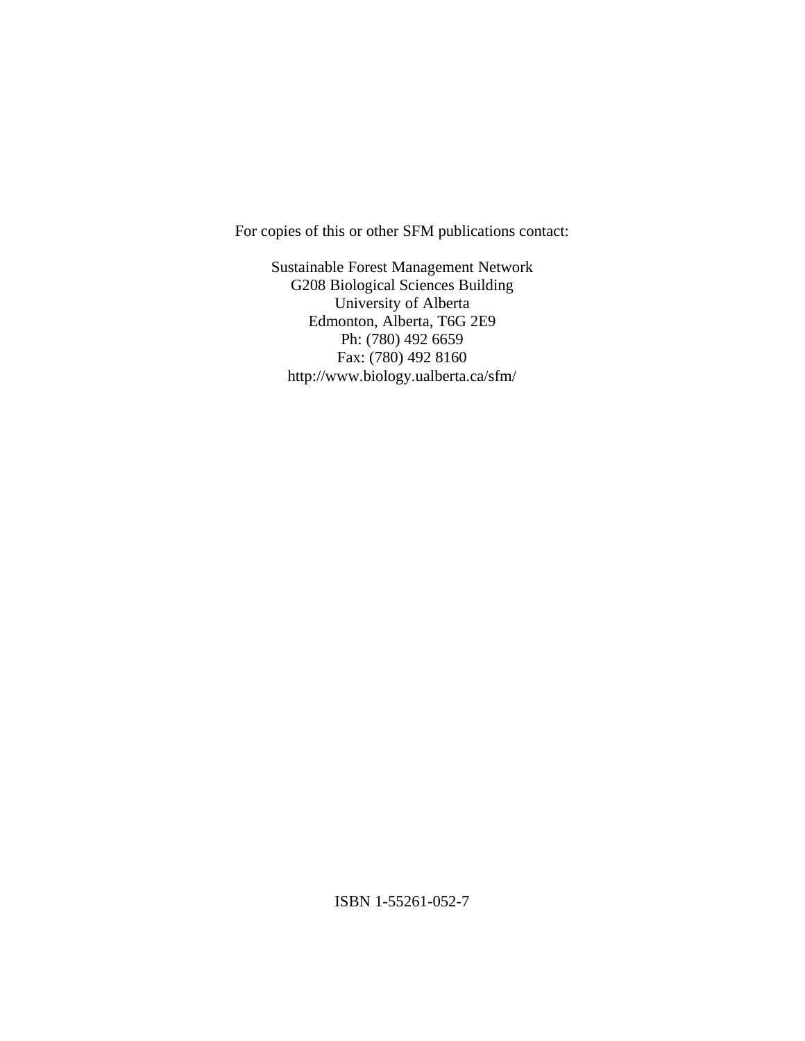For copies of this or other SFM publications contact:

Sustainable Forest Management Network
G208 Biological Sciences Building
University of Alberta
Edmonton, Alberta, T6G 2E9
Ph: (780) 492 6659
Fax: (780) 492 8160
http://www.biology.ualberta.ca/sfm/

ISBN 1-55261-052-7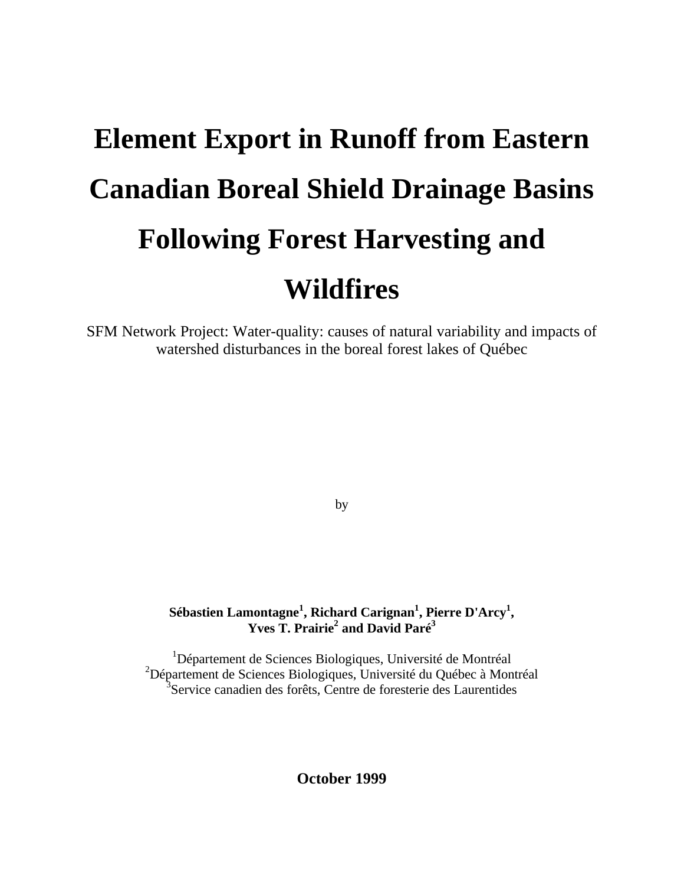# Element Export in Runoff from Eastern Canadian Boreal Shield Drainage Basins Following Forest Harvesting and Wildfires

SFM Network Project: Water-quality: causes of natural variability and impacts of watershed disturbances in the boreal forest lakes of Québec

by

**Sébastien Lamontagne[1], Richard Carignan[1], Pierre D'Arcy[1], Yves T. Prairie[2] and David Paré[3]**

[1]Département de Sciences Biologiques, Université de Montréal
[2]Département de Sciences Biologiques, Université du Québec à Montréal
[3]Service canadien des forêts, Centre de foresterie des Laurentides

**October 1999**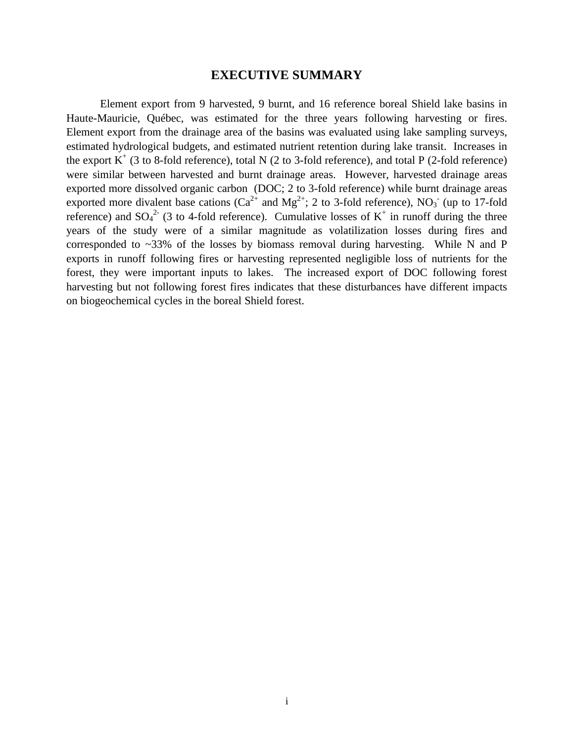# EXECUTIVE SUMMARY

Element export from 9 harvested, 9 burnt, and 16 reference boreal Shield lake basins in Haute-Mauricie, Québec, was estimated for the three years following harvesting or fires. Element export from the drainage area of the basins was evaluated using lake sampling surveys, estimated hydrological budgets, and estimated nutrient retention during lake transit. Increases in the export $K^+$ (3 to 8-fold reference), total N (2 to 3-fold reference), and total P (2-fold reference) were similar between harvested and burnt drainage areas. However, harvested drainage areas exported more dissolved organic carbon (DOC; 2 to 3-fold reference) while burnt drainage areas exported more divalent base cations ($Ca^{2+}$ and $Mg^{2+}$; 2 to 3-fold reference), $NO_3^-$ (up to 17-fold reference) and $SO_4^{2-}$ (3 to 4-fold reference). Cumulative losses of $K^+$ in runoff during the three years of the study were of a similar magnitude as volatilization losses during fires and corresponded to ~33% of the losses by biomass removal during harvesting. While N and P exports in runoff following fires or harvesting represented negligible loss of nutrients for the forest, they were important inputs to lakes. The increased export of DOC following forest harvesting but not following forest fires indicates that these disturbances have different impacts on biogeochemical cycles in the boreal Shield forest.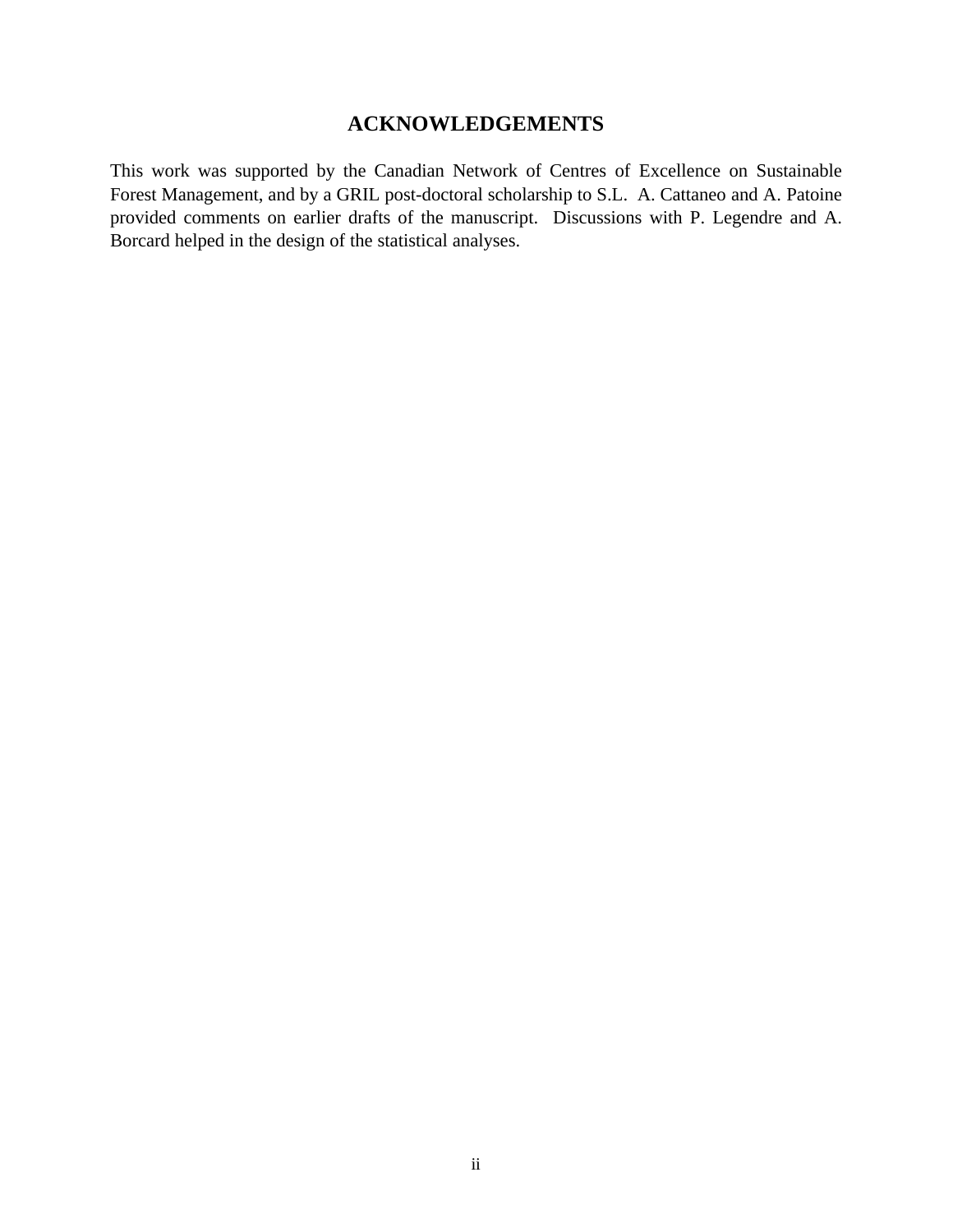# ACKNOWLEDGEMENTS

This work was supported by the Canadian Network of Centres of Excellence on Sustainable Forest Management, and by a GRIL post-doctoral scholarship to S.L. A. Cattaneo and A. Patoine provided comments on earlier drafts of the manuscript. Discussions with P. Legendre and A. Borcard helped in the design of the statistical analyses.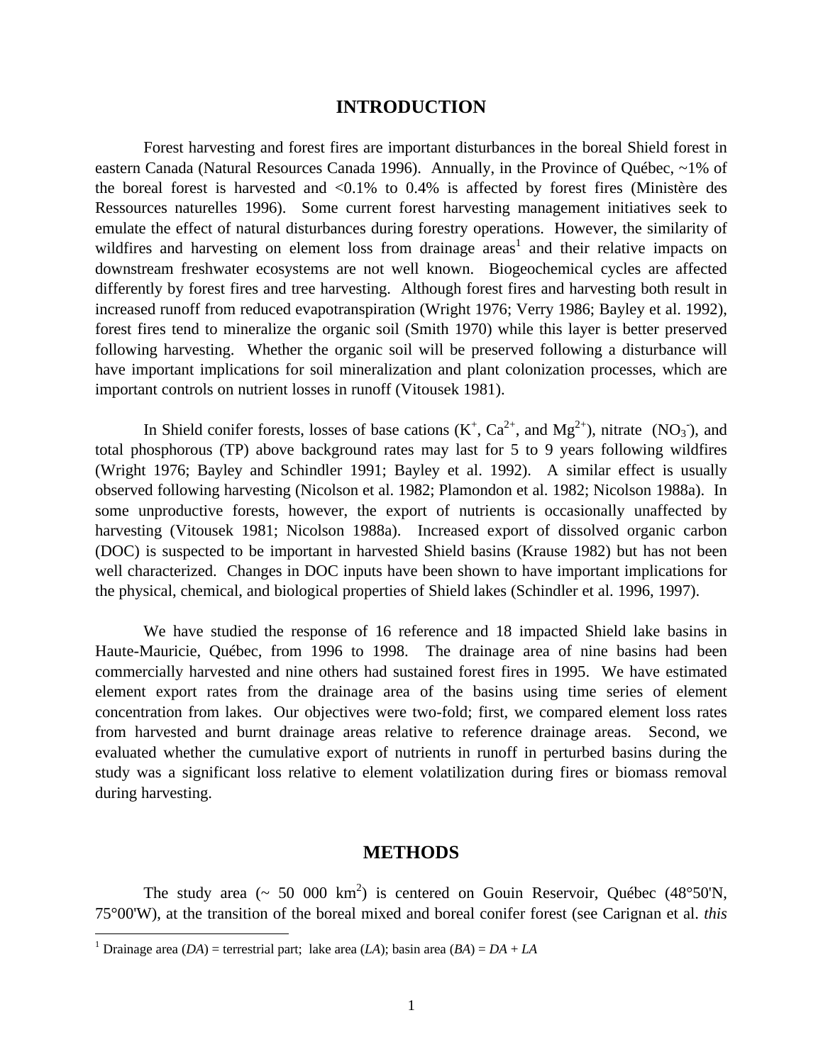# INTRODUCTION

Forest harvesting and forest fires are important disturbances in the boreal Shield forest in eastern Canada (Natural Resources Canada 1996). Annually, in the Province of Québec, ~1% of the boreal forest is harvested and <0.1% to 0.4% is affected by forest fires (Ministère des Ressources naturelles 1996). Some current forest harvesting management initiatives seek to emulate the effect of natural disturbances during forestry operations. However, the similarity of wildfires and harvesting on element loss from drainage areas[1] and their relative impacts on downstream freshwater ecosystems are not well known. Biogeochemical cycles are affected differently by forest fires and tree harvesting. Although forest fires and harvesting both result in increased runoff from reduced evapotranspiration (Wright 1976; Verry 1986; Bayley et al. 1992), forest fires tend to mineralize the organic soil (Smith 1970) while this layer is better preserved following harvesting. Whether the organic soil will be preserved following a disturbance will have important implications for soil mineralization and plant colonization processes, which are important controls on nutrient losses in runoff (Vitousek 1981).

In Shield conifer forests, losses of base cations ($K^+$, $Ca^{2+}$, and $Mg^{2+}$), nitrate ($NO_3^-$), and total phosphorous (TP) above background rates may last for 5 to 9 years following wildfires (Wright 1976; Bayley and Schindler 1991; Bayley et al. 1992). A similar effect is usually observed following harvesting (Nicolson et al. 1982; Plamondon et al. 1982; Nicolson 1988a). In some unproductive forests, however, the export of nutrients is occasionally unaffected by harvesting (Vitousek 1981; Nicolson 1988a). Increased export of dissolved organic carbon (DOC) is suspected to be important in harvested Shield basins (Krause 1982) but has not been well characterized. Changes in DOC inputs have been shown to have important implications for the physical, chemical, and biological properties of Shield lakes (Schindler et al. 1996, 1997).

We have studied the response of 16 reference and 18 impacted Shield lake basins in Haute-Mauricie, Québec, from 1996 to 1998. The drainage area of nine basins had been commercially harvested and nine others had sustained forest fires in 1995. We have estimated element export rates from the drainage area of the basins using time series of element concentration from lakes. Our objectives were two-fold; first, we compared element loss rates from harvested and burnt drainage areas relative to reference drainage areas. Second, we evaluated whether the cumulative export of nutrients in runoff in perturbed basins during the study was a significant loss relative to element volatilization during fires or biomass removal during harvesting.

# METHODS

The study area (~ 50 000 km$^2$) is centered on Gouin Reservoir, Québec (48°50'N, 75°00'W), at the transition of the boreal mixed and boreal conifer forest (see Carignan et al. *this*

[1] Drainage area (*DA*) = terrestrial part; lake area (*LA*); basin area (*BA*) = *DA* + *LA*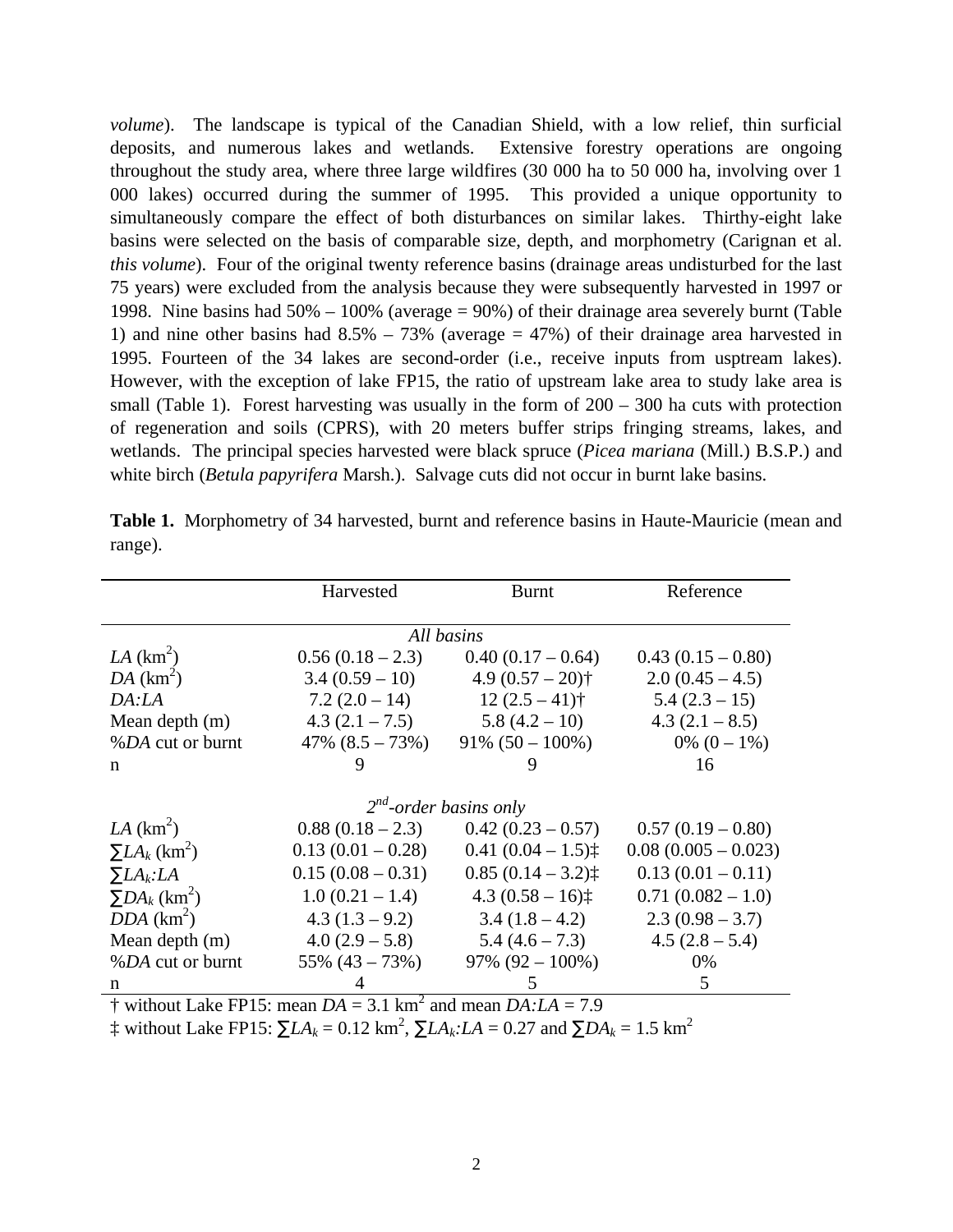*volume*). The landscape is typical of the Canadian Shield, with a low relief, thin surficial deposits, and numerous lakes and wetlands. Extensive forestry operations are ongoing throughout the study area, where three large wildfires (30 000 ha to 50 000 ha, involving over 1 000 lakes) occurred during the summer of 1995. This provided a unique opportunity to simultaneously compare the effect of both disturbances on similar lakes. Thirthy-eight lake basins were selected on the basis of comparable size, depth, and morphometry (Carignan et al. *this volume*). Four of the original twenty reference basins (drainage areas undisturbed for the last 75 years) were excluded from the analysis because they were subsequently harvested in 1997 or 1998. Nine basins had 50% – 100% (average = 90%) of their drainage area severely burnt (Table 1) and nine other basins had 8.5% – 73% (average = 47%) of their drainage area harvested in 1995. Fourteen of the 34 lakes are second-order (i.e., receive inputs from usptream lakes). However, with the exception of lake FP15, the ratio of upstream lake area to study lake area is small (Table 1). Forest harvesting was usually in the form of 200 – 300 ha cuts with protection of regeneration and soils (CPRS), with 20 meters buffer strips fringing streams, lakes, and wetlands. The principal species harvested were black spruce (*Picea mariana* (Mill.) B.S.P.) and white birch (*Betula papyrifera* Marsh.). Salvage cuts did not occur in burnt lake basins.

**Table 1.** Morphometry of 34 harvested, burnt and reference basins in Haute-Mauricie (mean and range).

| | Harvested | Burnt | Reference |
|---|---|---|---|
| | | *All basins* | |
| $LA$ (km$^2$) | 0.56 (0.18 – 2.3) | 0.40 (0.17 – 0.64) | 0.43 (0.15 – 0.80) |
| $DA$ (km$^2$) | 3.4 (0.59 – 10) | 4.9 (0.57 – 20)† | 2.0 (0.45 – 4.5) |
| $DA{:}LA$ | 7.2 (2.0 – 14) | 12 (2.5 – 41)† | 5.4 (2.3 – 15) |
| Mean depth (m) | 4.3 (2.1 – 7.5) | 5.8 (4.2 – 10) | 4.3 (2.1 – 8.5) |
| %$DA$ cut or burnt | 47% (8.5 – 73%) | 91% (50 – 100%) | 0% (0 – 1%) |
| n | 9 | 9 | 16 |
| | | *2$^{nd}$-order basins only* | |
| $LA$ (km$^2$) | 0.88 (0.18 – 2.3) | 0.42 (0.23 – 0.57) | 0.57 (0.19 – 0.80) |
| $\sum LA_k$ (km$^2$) | 0.13 (0.01 – 0.28) | 0.41 (0.04 – 1.5)‡ | 0.08 (0.005 – 0.023) |
| $\sum LA_k{:}LA$ | 0.15 (0.08 – 0.31) | 0.85 (0.14 – 3.2)‡ | 0.13 (0.01 – 0.11) |
| $\sum DA_k$ (km$^2$) | 1.0 (0.21 – 1.4) | 4.3 (0.58 – 16)‡ | 0.71 (0.082 – 1.0) |
| $DDA$ (km$^2$) | 4.3 (1.3 – 9.2) | 3.4 (1.8 – 4.2) | 2.3 (0.98 – 3.7) |
| Mean depth (m) | 4.0 (2.9 – 5.8) | 5.4 (4.6 – 7.3) | 4.5 (2.8 – 5.4) |
| %$DA$ cut or burnt | 55% (43 – 73%) | 97% (92 – 100%) | 0% |
| n | 4 | 5 | 5 |

† without Lake FP15: mean $DA$ = 3.1 km$^2$ and mean $DA{:}LA$ = 7.9

‡ without Lake FP15: $\sum LA_k$ = 0.12 km$^2$, $\sum LA_k{:}LA$ = 0.27 and $\sum DA_k$ = 1.5 km$^2$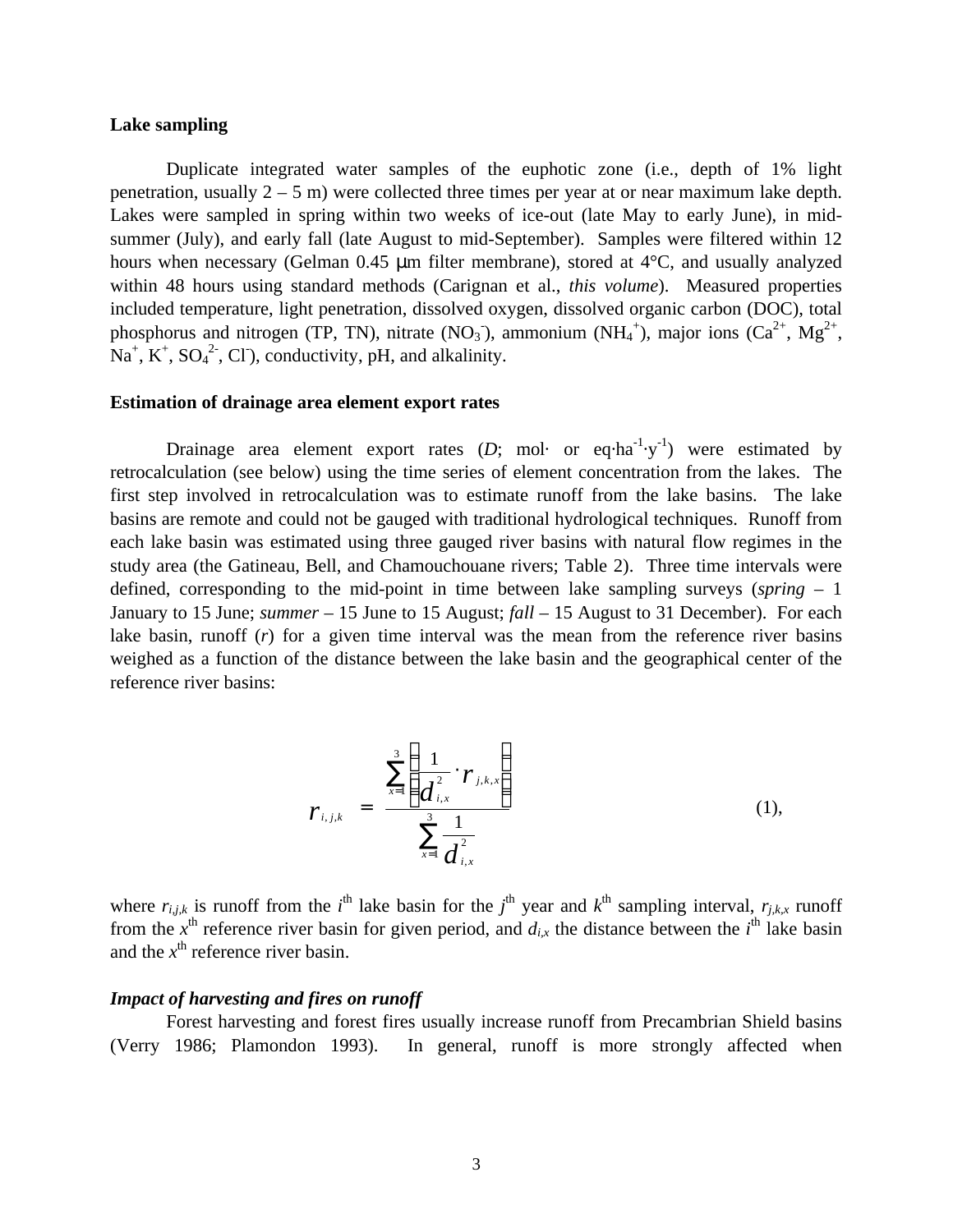**Lake sampling**

Duplicate integrated water samples of the euphotic zone (i.e., depth of 1% light penetration, usually 2 – 5 m) were collected three times per year at or near maximum lake depth. Lakes were sampled in spring within two weeks of ice-out (late May to early June), in mid-summer (July), and early fall (late August to mid-September). Samples were filtered within 12 hours when necessary (Gelman 0.45 μm filter membrane), stored at 4°C, and usually analyzed within 48 hours using standard methods (Carignan et al., *this volume*). Measured properties included temperature, light penetration, dissolved oxygen, dissolved organic carbon (DOC), total phosphorus and nitrogen (TP, TN), nitrate ($NO_3^-$), ammonium ($NH_4^+$), major ions ($Ca^{2+}$, $Mg^{2+}$, $Na^+$, $K^+$, $SO_4^{2-}$, $Cl^-$), conductivity, pH, and alkalinity.

**Estimation of drainage area element export rates**

Drainage area element export rates ($D$; mol· or eq·ha$^{-1}$·y$^{-1}$) were estimated by retrocalculation (see below) using the time series of element concentration from the lakes. The first step involved in retrocalculation was to estimate runoff from the lake basins. The lake basins are remote and could not be gauged with traditional hydrological techniques. Runoff from each lake basin was estimated using three gauged river basins with natural flow regimes in the study area (the Gatineau, Bell, and Chamouchouane rivers; Table 2). Three time intervals were defined, corresponding to the mid-point in time between lake sampling surveys (*spring* – 1 January to 15 June; *summer* – 15 June to 15 August; *fall* – 15 August to 31 December). For each lake basin, runoff ($r$) for a given time interval was the mean from the reference river basins weighed as a function of the distance between the lake basin and the geographical center of the reference river basins:

$$r_{i,j,k} = \frac{\sum_{x=1}^{3}\left(\frac{1}{d_{i,x}^{2}} \cdot r_{j,k,x}\right)}{\sum_{x=1}^{3}\frac{1}{d_{i,x}^{2}}} \quad (1),$$

where $r_{i,j,k}$ is runoff from the $i^{th}$ lake basin for the $j^{th}$ year and $k^{th}$ sampling interval, $r_{j,k,x}$ runoff from the $x^{th}$ reference river basin for given period, and $d_{i,x}$ the distance between the $i^{th}$ lake basin and the $x^{th}$ reference river basin.

***Impact of harvesting and fires on runoff***

Forest harvesting and forest fires usually increase runoff from Precambrian Shield basins (Verry 1986; Plamondon 1993). In general, runoff is more strongly affected when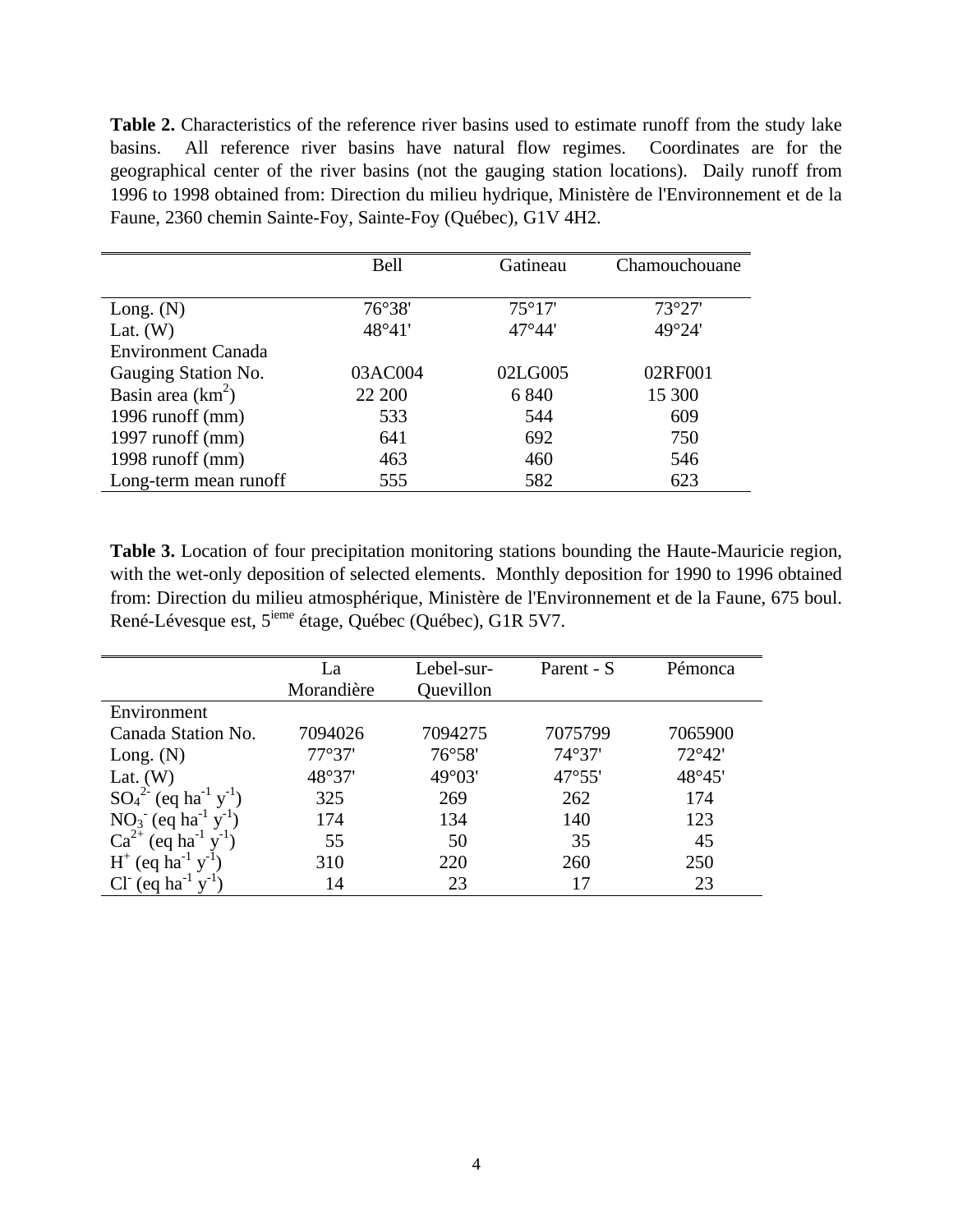**Table 2.** Characteristics of the reference river basins used to estimate runoff from the study lake basins. All reference river basins have natural flow regimes. Coordinates are for the geographical center of the river basins (not the gauging station locations). Daily runoff from 1996 to 1998 obtained from: Direction du milieu hydrique, Ministère de l'Environnement et de la Faune, 2360 chemin Sainte-Foy, Sainte-Foy (Québec), G1V 4H2.

| | Bell | Gatineau | Chamouchouane |
|---|---|---|---|
| Long. (N) | 76°38' | 75°17' | 73°27' |
| Lat. (W) | 48°41' | 47°44' | 49°24' |
| Environment Canada Gauging Station No. | 03AC004 | 02LG005 | 02RF001 |
| Basin area ($km^2$) | 22 200 | 6 840 | 15 300 |
| 1996 runoff (mm) | 533 | 544 | 609 |
| 1997 runoff (mm) | 641 | 692 | 750 |
| 1998 runoff (mm) | 463 | 460 | 546 |
| Long-term mean runoff | 555 | 582 | 623 |

**Table 3.** Location of four precipitation monitoring stations bounding the Haute-Mauricie region, with the wet-only deposition of selected elements. Monthly deposition for 1990 to 1996 obtained from: Direction du milieu atmosphérique, Ministère de l'Environnement et de la Faune, 675 boul. René-Lévesque est, 5ieme étage, Québec (Québec), G1R 5V7.

| | La Morandière | Lebel-sur-Quevillon | Parent - S | Pémonca |
|---|---|---|---|---|
| Environment Canada Station No. | 7094026 | 7094275 | 7075799 | 7065900 |
| Long. (N) | 77°37' | 76°58' | 74°37' | 72°42' |
| Lat. (W) | 48°37' | 49°03' | 47°55' | 48°45' |
| $SO_4^{2-}$ (eq $ha^{-1}$ $y^{-1}$) | 325 | 269 | 262 | 174 |
| $NO_3^-$ (eq $ha^{-1}$ $y^{-1}$) | 174 | 134 | 140 | 123 |
| $Ca^{2+}$ (eq $ha^{-1}$ $y^{-1}$) | 55 | 50 | 35 | 45 |
| $H^+$ (eq $ha^{-1}$ $y^{-1}$) | 310 | 220 | 260 | 250 |
| $Cl^-$ (eq $ha^{-1}$ $y^{-1}$) | 14 | 23 | 17 | 23 |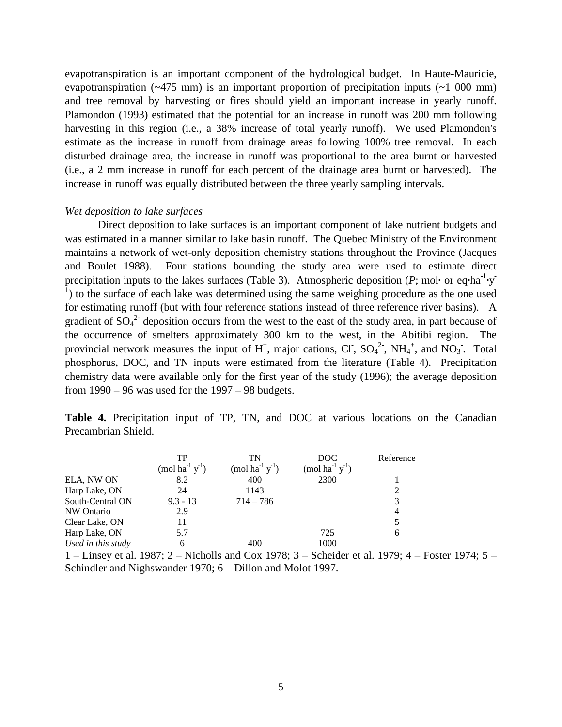evapotranspiration is an important component of the hydrological budget. In Haute-Mauricie, evapotranspiration (~475 mm) is an important proportion of precipitation inputs (~1 000 mm) and tree removal by harvesting or fires should yield an important increase in yearly runoff. Plamondon (1993) estimated that the potential for an increase in runoff was 200 mm following harvesting in this region (i.e., a 38% increase of total yearly runoff). We used Plamondon's estimate as the increase in runoff from drainage areas following 100% tree removal. In each disturbed drainage area, the increase in runoff was proportional to the area burnt or harvested (i.e., a 2 mm increase in runoff for each percent of the drainage area burnt or harvested). The increase in runoff was equally distributed between the three yearly sampling intervals.

*Wet deposition to lake surfaces*

Direct deposition to lake surfaces is an important component of lake nutrient budgets and was estimated in a manner similar to lake basin runoff. The Quebec Ministry of the Environment maintains a network of wet-only deposition chemistry stations throughout the Province (Jacques and Boulet 1988). Four stations bounding the study area were used to estimate direct precipitation inputs to the lakes surfaces (Table 3). Atmospheric deposition ($P$; mol· or eq·ha$^{-1}$·y$^{-1}$) to the surface of each lake was determined using the same weighing procedure as the one used for estimating runoff (but with four reference stations instead of three reference river basins). A gradient of $SO_4^{2-}$ deposition occurs from the west to the east of the study area, in part because of the occurrence of smelters approximately 300 km to the west, in the Abitibi region. The provincial network measures the input of $H^+$, major cations, $Cl^-$, $SO_4^{2-}$, $NH_4^+$, and $NO_3^-$. Total phosphorus, DOC, and TN inputs were estimated from the literature (Table 4). Precipitation chemistry data were available only for the first year of the study (1996); the average deposition from 1990 – 96 was used for the 1997 – 98 budgets.

**Table 4.** Precipitation input of TP, TN, and DOC at various locations on the Canadian Precambrian Shield.

| | TP (mol ha$^{-1}$ y$^{-1}$) | TN (mol ha$^{-1}$ y$^{-1}$) | DOC (mol ha$^{-1}$ y$^{-1}$) | Reference |
|---|---|---|---|---|
| ELA, NW ON | 8.2 | 400 | 2300 | 1 |
| Harp Lake, ON | 24 | 1143 | | 2 |
| South-Central ON | 9.3 - 13 | 714 – 786 | | 3 |
| NW Ontario | 2.9 | | | 4 |
| Clear Lake, ON | 11 | | | 5 |
| Harp Lake, ON | 5.7 | | 725 | 6 |
| *Used in this study* | 6 | 400 | 1000 | |

1 – Linsey et al. 1987; 2 – Nicholls and Cox 1978; 3 – Scheider et al. 1979; 4 – Foster 1974; 5 – Schindler and Nighswander 1970; 6 – Dillon and Molot 1997.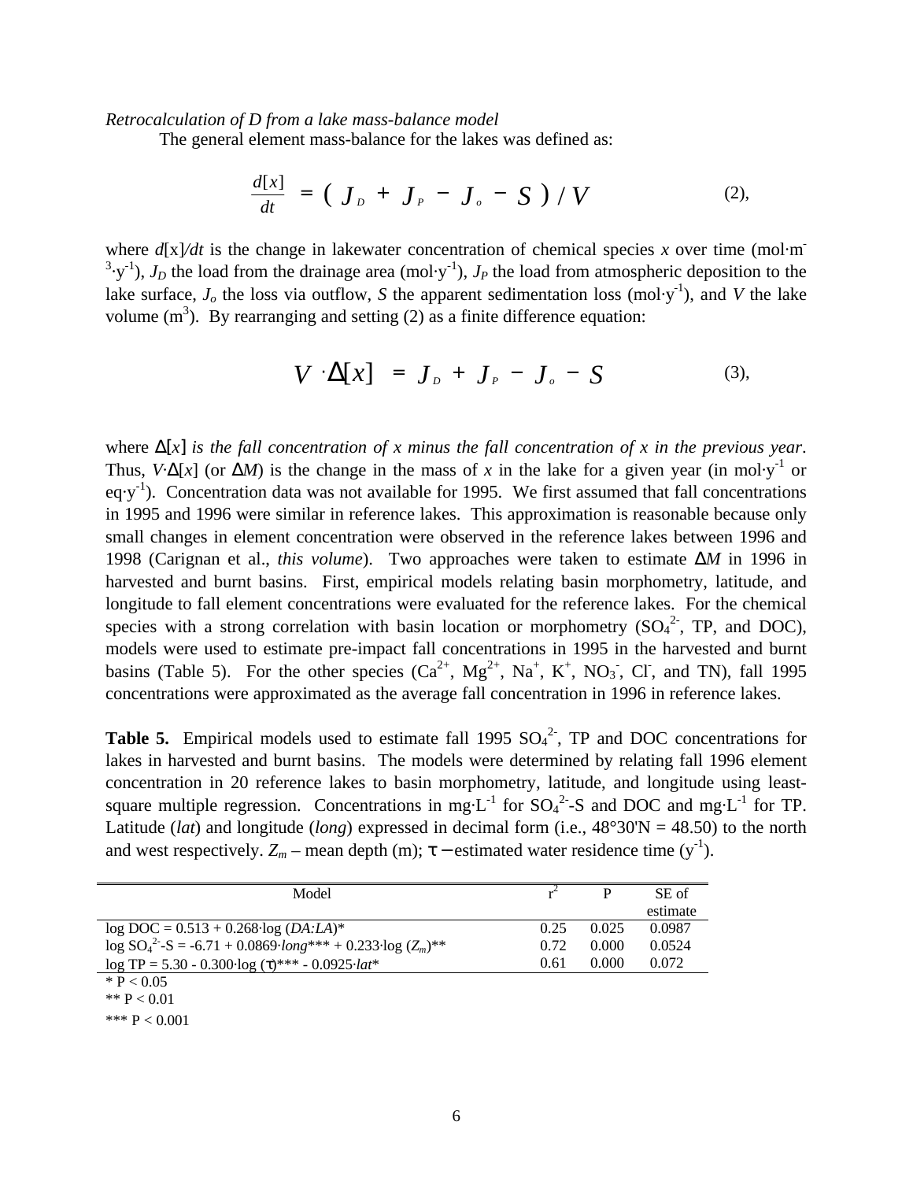*Retrocalculation of D from a lake mass-balance model*

The general element mass-balance for the lakes was defined as:

$$\frac{d[x]}{dt} = (J_D + J_P - J_o - S)/V \quad (2),$$

where $d[x]/dt$ is the change in lakewater concentration of chemical species $x$ over time ($mol \cdot m^{-3} \cdot y^{-1}$), $J_D$ the load from the drainage area ($mol \cdot y^{-1}$), $J_P$ the load from atmospheric deposition to the lake surface, $J_o$ the loss via outflow, $S$ the apparent sedimentation loss ($mol \cdot y^{-1}$), and $V$ the lake volume ($m^3$). By rearranging and setting (2) as a finite difference equation:

$$V \cdot \Delta[x] = J_D + J_P - J_o - S \quad (3),$$

where $\Delta[x]$ *is the fall concentration of x minus the fall concentration of x in the previous year*. Thus, $V \cdot \Delta[x]$ (or $\Delta M$) is the change in the mass of $x$ in the lake for a given year (in $mol \cdot y^{-1}$ or $eq \cdot y^{-1}$). Concentration data was not available for 1995. We first assumed that fall concentrations in 1995 and 1996 were similar in reference lakes. This approximation is reasonable because only small changes in element concentration were observed in the reference lakes between 1996 and 1998 (Carignan et al., *this volume*). Two approaches were taken to estimate $\Delta M$ in 1996 in harvested and burnt basins. First, empirical models relating basin morphometry, latitude, and longitude to fall element concentrations were evaluated for the reference lakes. For the chemical species with a strong correlation with basin location or morphometry ($SO_4^{2-}$, TP, and DOC), models were used to estimate pre-impact fall concentrations in 1995 in the harvested and burnt basins (Table 5). For the other species ($Ca^{2+}$, $Mg^{2+}$, $Na^+$, $K^+$, $NO_3^-$, $Cl^-$, and TN), fall 1995 concentrations were approximated as the average fall concentration in 1996 in reference lakes.

**Table 5.** Empirical models used to estimate fall 1995 $SO_4^{2-}$, TP and DOC concentrations for lakes in harvested and burnt basins. The models were determined by relating fall 1996 element concentration in 20 reference lakes to basin morphometry, latitude, and longitude using least-square multiple regression. Concentrations in $mg \cdot L^{-1}$ for $SO_4^{2-}$-S and DOC and $mg \cdot L^{-1}$ for TP. Latitude (*lat*) and longitude (*long*) expressed in decimal form (i.e., 48°30'N = 48.50) to the north and west respectively. $Z_m$ – mean depth (m); $\tau$ – estimated water residence time ($y^{-1}$).

| Model | $r^2$ | P | SE of estimate |
|---|---|---|---|
| $\log DOC = 0.513 + 0.268 \cdot \log(DA{:}LA)$* | 0.25 | 0.025 | 0.0987 |
| $\log SO_4^{2-}\text{-}S = -6.71 + 0.0869 \cdot long$*** $+ 0.233 \cdot \log(Z_m)$** | 0.72 | 0.000 | 0.0524 |
| $\log TP = 5.30 - 0.300 \cdot \log(\tau)$*** $- 0.0925 \cdot lat$* | 0.61 | 0.000 | 0.072 |

\* P < 0.05
\** P < 0.01
\*** P < 0.001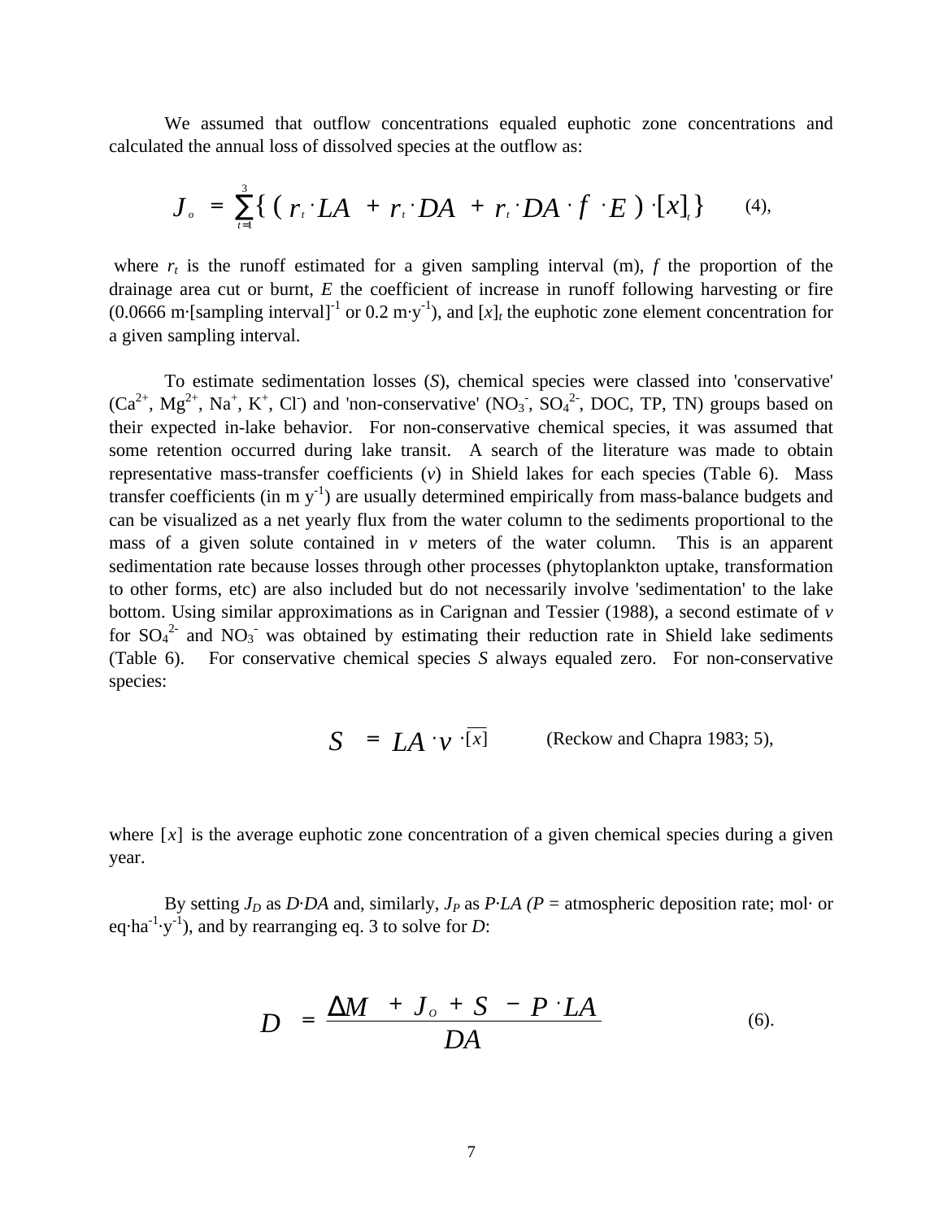We assumed that outflow concentrations equaled euphotic zone concentrations and calculated the annual loss of dissolved species at the outflow as:

$$J_o = \sum_{t=1}^{3}\{(r_t \cdot LA + r_t \cdot DA + r_t \cdot DA \cdot f \cdot E) \cdot [x]_t\} \quad (4),$$

where $r_t$ is the runoff estimated for a given sampling interval (m), $f$ the proportion of the drainage area cut or burnt, $E$ the coefficient of increase in runoff following harvesting or fire (0.0666 m·[sampling interval]$^{-1}$ or 0.2 m·y$^{-1}$), and $[x]_t$ the euphotic zone element concentration for a given sampling interval.

To estimate sedimentation losses ($S$), chemical species were classed into 'conservative' ($Ca^{2+}$, $Mg^{2+}$, $Na^{+}$, $K^{+}$, $Cl^{-}$) and 'non-conservative' ($NO_3^{-}$, $SO_4^{2-}$, DOC, TP, TN) groups based on their expected in-lake behavior. For non-conservative chemical species, it was assumed that some retention occurred during lake transit. A search of the literature was made to obtain representative mass-transfer coefficients ($v$) in Shield lakes for each species (Table 6). Mass transfer coefficients (in m y$^{-1}$) are usually determined empirically from mass-balance budgets and can be visualized as a net yearly flux from the water column to the sediments proportional to the mass of a given solute contained in $v$ meters of the water column. This is an apparent sedimentation rate because losses through other processes (phytoplankton uptake, transformation to other forms, etc) are also included but do not necessarily involve 'sedimentation' to the lake bottom. Using similar approximations as in Carignan and Tessier (1988), a second estimate of $v$ for $SO_4^{2-}$ and $NO_3^{-}$ was obtained by estimating their reduction rate in Shield lake sediments (Table 6). For conservative chemical species $S$ always equaled zero. For non-conservative species:

$$S = LA \cdot v \cdot \overline{[x]} \quad \text{(Reckow and Chapra 1983; 5)},$$

where $\overline{[x]}$ is the average euphotic zone concentration of a given chemical species during a given year.

By setting $J_D$ as $D \cdot DA$ and, similarly, $J_P$ as $P \cdot LA$ ($P$ = atmospheric deposition rate; mol· or eq·ha$^{-1}$·y$^{-1}$), and by rearranging eq. 3 to solve for $D$:

$$D = \frac{\Delta M + J_O + S - P \cdot LA}{DA} \quad (6).$$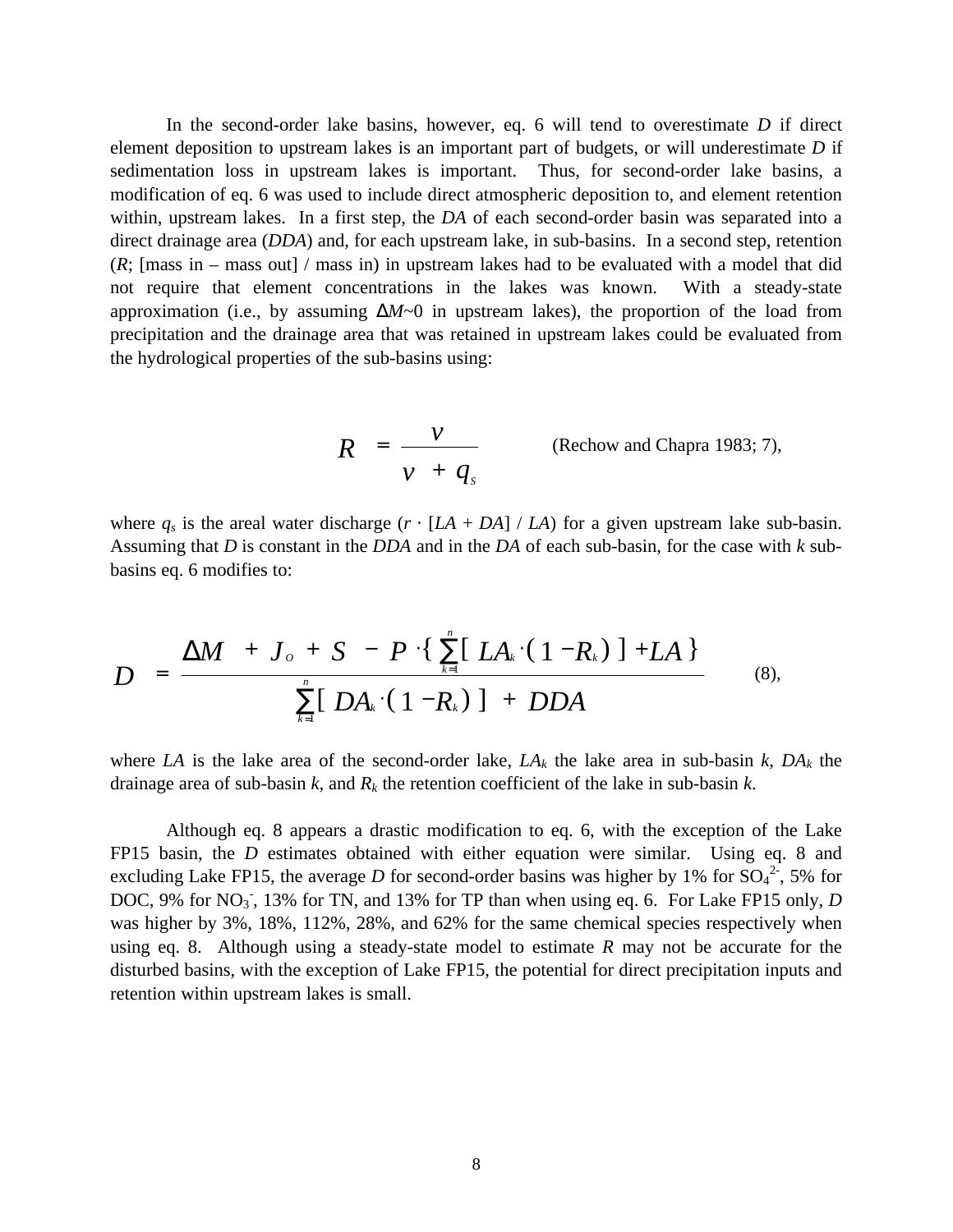In the second-order lake basins, however, eq. 6 will tend to overestimate *D* if direct element deposition to upstream lakes is an important part of budgets, or will underestimate *D* if sedimentation loss in upstream lakes is important. Thus, for second-order lake basins, a modification of eq. 6 was used to include direct atmospheric deposition to, and element retention within, upstream lakes. In a first step, the *DA* of each second-order basin was separated into a direct drainage area (*DDA*) and, for each upstream lake, in sub-basins. In a second step, retention (*R*; [mass in – mass out] / mass in) in upstream lakes had to be evaluated with a model that did not require that element concentrations in the lakes was known. With a steady-state approximation (i.e., by assuming $\Delta M$~0 in upstream lakes), the proportion of the load from precipitation and the drainage area that was retained in upstream lakes could be evaluated from the hydrological properties of the sub-basins using:

$$R = \frac{v}{v + q_s} \quad \text{(Rechow and Chapra 1983; 7)},$$

where $q_s$ is the areal water discharge ($r \cdot [LA + DA] / LA$) for a given upstream lake sub-basin. Assuming that *D* is constant in the *DDA* and in the *DA* of each sub-basin, for the case with *k* sub-basins eq. 6 modifies to:

$$D = \frac{\Delta M + J_O + S - P \cdot \{ \sum_{k=1}^{n} [ LA_k \cdot (1 - R_k) ] + LA \}}{\sum_{k=1}^{n} [ DA_k \cdot (1 - R_k) ] + DDA} \quad (8),$$

where *LA* is the lake area of the second-order lake, $LA_k$ the lake area in sub-basin *k*, $DA_k$ the drainage area of sub-basin *k*, and $R_k$ the retention coefficient of the lake in sub-basin *k*.

Although eq. 8 appears a drastic modification to eq. 6, with the exception of the Lake FP15 basin, the *D* estimates obtained with either equation were similar. Using eq. 8 and excluding Lake FP15, the average *D* for second-order basins was higher by 1% for $SO_4^{2-}$, 5% for DOC, 9% for $NO_3^-$, 13% for TN, and 13% for TP than when using eq. 6. For Lake FP15 only, *D* was higher by 3%, 18%, 112%, 28%, and 62% for the same chemical species respectively when using eq. 8. Although using a steady-state model to estimate *R* may not be accurate for the disturbed basins, with the exception of Lake FP15, the potential for direct precipitation inputs and retention within upstream lakes is small.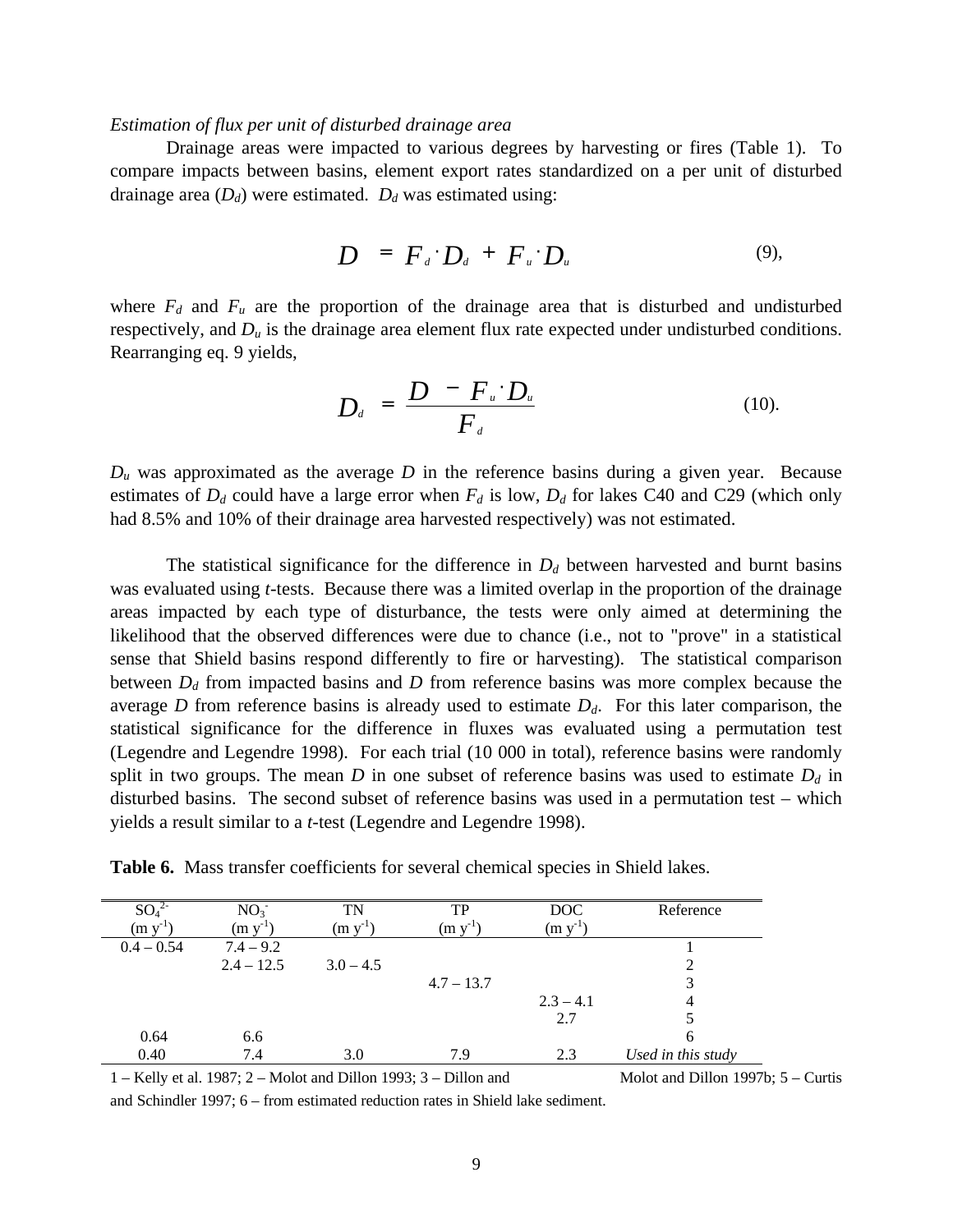*Estimation of flux per unit of disturbed drainage area*

Drainage areas were impacted to various degrees by harvesting or fires (Table 1). To compare impacts between basins, element export rates standardized on a per unit of disturbed drainage area ($D_d$) were estimated. $D_d$ was estimated using:

$$D = F_d \cdot D_d + F_u \cdot D_u \quad (9),$$

where $F_d$ and $F_u$ are the proportion of the drainage area that is disturbed and undisturbed respectively, and $D_u$ is the drainage area element flux rate expected under undisturbed conditions. Rearranging eq. 9 yields,

$$D_d = \frac{D - F_u \cdot D_u}{F_d} \quad (10).$$

$D_u$ was approximated as the average $D$ in the reference basins during a given year. Because estimates of $D_d$ could have a large error when $F_d$ is low, $D_d$ for lakes C40 and C29 (which only had 8.5% and 10% of their drainage area harvested respectively) was not estimated.

The statistical significance for the difference in $D_d$ between harvested and burnt basins was evaluated using *t*-tests. Because there was a limited overlap in the proportion of the drainage areas impacted by each type of disturbance, the tests were only aimed at determining the likelihood that the observed differences were due to chance (i.e., not to "prove" in a statistical sense that Shield basins respond differently to fire or harvesting). The statistical comparison between $D_d$ from impacted basins and $D$ from reference basins was more complex because the average $D$ from reference basins is already used to estimate $D_d$. For this later comparison, the statistical significance for the difference in fluxes was evaluated using a permutation test (Legendre and Legendre 1998). For each trial (10 000 in total), reference basins were randomly split in two groups. The mean $D$ in one subset of reference basins was used to estimate $D_d$ in disturbed basins. The second subset of reference basins was used in a permutation test – which yields a result similar to a *t*-test (Legendre and Legendre 1998).

**Table 6.** Mass transfer coefficients for several chemical species in Shield lakes.

| $SO_4^{2-}$ (m y$^{-1}$) | $NO_3^-$ (m y$^{-1}$) | TN (m y$^{-1}$) | TP (m y$^{-1}$) | DOC (m y$^{-1}$) | Reference |
|---|---|---|---|---|---|
| 0.4 – 0.54 | 7.4 – 9.2 | | | | 1 |
| | 2.4 – 12.5 | 3.0 – 4.5 | | | 2 |
| | | | 4.7 – 13.7 | | 3 |
| | | | | 2.3 – 4.1 | 4 |
| | | | | 2.7 | 5 |
| 0.64 | 6.6 | | | | 6 |
| 0.40 | 7.4 | 3.0 | 7.9 | 2.3 | *Used in this study* |

1 – Kelly et al. 1987; 2 – Molot and Dillon 1993; 3 – Dillon and Molot and Dillon 1997b; 5 – Curtis and Schindler 1997; 6 – from estimated reduction rates in Shield lake sediment.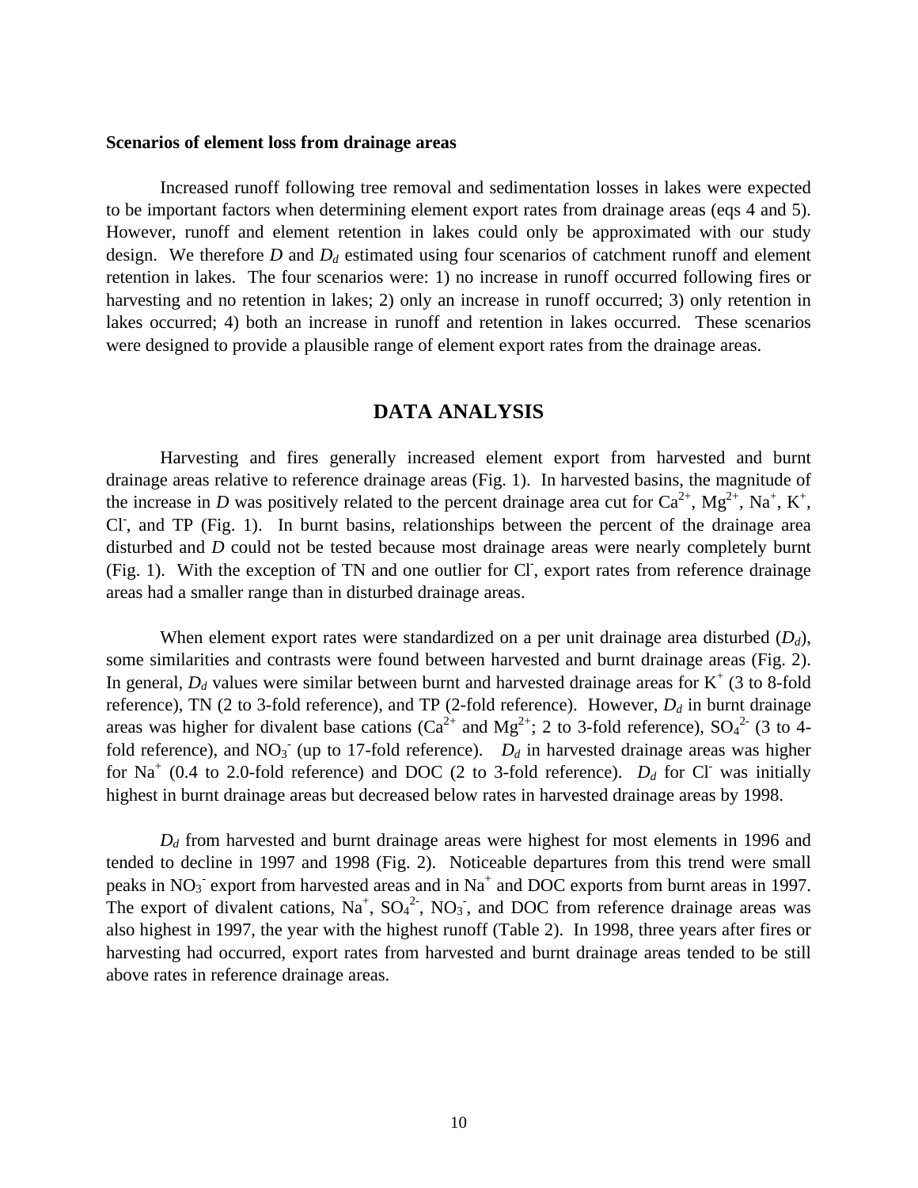**Scenarios of element loss from drainage areas**

Increased runoff following tree removal and sedimentation losses in lakes were expected to be important factors when determining element export rates from drainage areas (eqs 4 and 5). However, runoff and element retention in lakes could only be approximated with our study design. We therefore $D$ and $D_d$ estimated using four scenarios of catchment runoff and element retention in lakes. The four scenarios were: 1) no increase in runoff occurred following fires or harvesting and no retention in lakes; 2) only an increase in runoff occurred; 3) only retention in lakes occurred; 4) both an increase in runoff and retention in lakes occurred. These scenarios were designed to provide a plausible range of element export rates from the drainage areas.

## DATA ANALYSIS

Harvesting and fires generally increased element export from harvested and burnt drainage areas relative to reference drainage areas (Fig. 1). In harvested basins, the magnitude of the increase in $D$ was positively related to the percent drainage area cut for $Ca^{2+}$, $Mg^{2+}$, $Na^{+}$, $K^{+}$, $Cl^{-}$, and TP (Fig. 1). In burnt basins, relationships between the percent of the drainage area disturbed and $D$ could not be tested because most drainage areas were nearly completely burnt (Fig. 1). With the exception of TN and one outlier for $Cl^{-}$, export rates from reference drainage areas had a smaller range than in disturbed drainage areas.

When element export rates were standardized on a per unit drainage area disturbed ($D_d$), some similarities and contrasts were found between harvested and burnt drainage areas (Fig. 2). In general, $D_d$ values were similar between burnt and harvested drainage areas for $K^{+}$ (3 to 8-fold reference), TN (2 to 3-fold reference), and TP (2-fold reference). However, $D_d$ in burnt drainage areas was higher for divalent base cations ($Ca^{2+}$ and $Mg^{2+}$; 2 to 3-fold reference), $SO_4^{2-}$ (3 to 4-fold reference), and $NO_3^{-}$ (up to 17-fold reference). $D_d$ in harvested drainage areas was higher for $Na^{+}$ (0.4 to 2.0-fold reference) and DOC (2 to 3-fold reference). $D_d$ for $Cl^{-}$ was initially highest in burnt drainage areas but decreased below rates in harvested drainage areas by 1998.

$D_d$ from harvested and burnt drainage areas were highest for most elements in 1996 and tended to decline in 1997 and 1998 (Fig. 2). Noticeable departures from this trend were small peaks in $NO_3^{-}$ export from harvested areas and in $Na^{+}$ and DOC exports from burnt areas in 1997. The export of divalent cations, $Na^{+}$, $SO_4^{2-}$, $NO_3^{-}$, and DOC from reference drainage areas was also highest in 1997, the year with the highest runoff (Table 2). In 1998, three years after fires or harvesting had occurred, export rates from harvested and burnt drainage areas tended to be still above rates in reference drainage areas.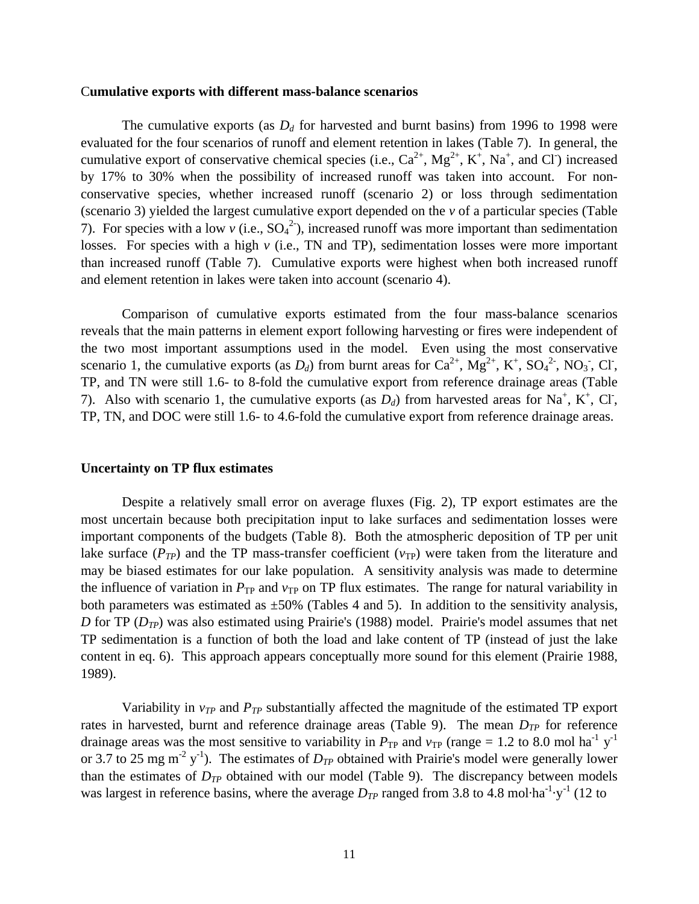### Cumulative exports with different mass-balance scenarios

The cumulative exports (as $D_d$ for harvested and burnt basins) from 1996 to 1998 were evaluated for the four scenarios of runoff and element retention in lakes (Table 7). In general, the cumulative export of conservative chemical species (i.e., $Ca^{2+}$, $Mg^{2+}$, $K^+$, $Na^+$, and $Cl^-$) increased by 17% to 30% when the possibility of increased runoff was taken into account. For non-conservative species, whether increased runoff (scenario 2) or loss through sedimentation (scenario 3) yielded the largest cumulative export depended on the $v$ of a particular species (Table 7). For species with a low $v$ (i.e., $SO_4^{2-}$), increased runoff was more important than sedimentation losses. For species with a high $v$ (i.e., TN and TP), sedimentation losses were more important than increased runoff (Table 7). Cumulative exports were highest when both increased runoff and element retention in lakes were taken into account (scenario 4).

Comparison of cumulative exports estimated from the four mass-balance scenarios reveals that the main patterns in element export following harvesting or fires were independent of the two most important assumptions used in the model. Even using the most conservative scenario 1, the cumulative exports (as $D_d$) from burnt areas for $Ca^{2+}$, $Mg^{2+}$, $K^+$, $SO_4^{2-}$, $NO_3^-$, $Cl^-$, TP, and TN were still 1.6- to 8-fold the cumulative export from reference drainage areas (Table 7). Also with scenario 1, the cumulative exports (as $D_d$) from harvested areas for $Na^+$, $K^+$, $Cl^-$, TP, TN, and DOC were still 1.6- to 4.6-fold the cumulative export from reference drainage areas.

### Uncertainty on TP flux estimates

Despite a relatively small error on average fluxes (Fig. 2), TP export estimates are the most uncertain because both precipitation input to lake surfaces and sedimentation losses were important components of the budgets (Table 8). Both the atmospheric deposition of TP per unit lake surface ($P_{TP}$) and the TP mass-transfer coefficient ($v_{TP}$) were taken from the literature and may be biased estimates for our lake population. A sensitivity analysis was made to determine the influence of variation in $P_{TP}$ and $v_{TP}$ on TP flux estimates. The range for natural variability in both parameters was estimated as ±50% (Tables 4 and 5). In addition to the sensitivity analysis, $D$ for TP ($D_{TP}$) was also estimated using Prairie's (1988) model. Prairie's model assumes that net TP sedimentation is a function of both the load and lake content of TP (instead of just the lake content in eq. 6). This approach appears conceptually more sound for this element (Prairie 1988, 1989).

Variability in $v_{TP}$ and $P_{TP}$ substantially affected the magnitude of the estimated TP export rates in harvested, burnt and reference drainage areas (Table 9). The mean $D_{TP}$ for reference drainage areas was the most sensitive to variability in $P_{TP}$ and $v_{TP}$ (range = 1.2 to 8.0 mol $ha^{-1}$ $y^{-1}$ or 3.7 to 25 mg $m^{-2}$ $y^{-1}$). The estimates of $D_{TP}$ obtained with Prairie's model were generally lower than the estimates of $D_{TP}$ obtained with our model (Table 9). The discrepancy between models was largest in reference basins, where the average $D_{TP}$ ranged from 3.8 to 4.8 mol·$ha^{-1}$·$y^{-1}$ (12 to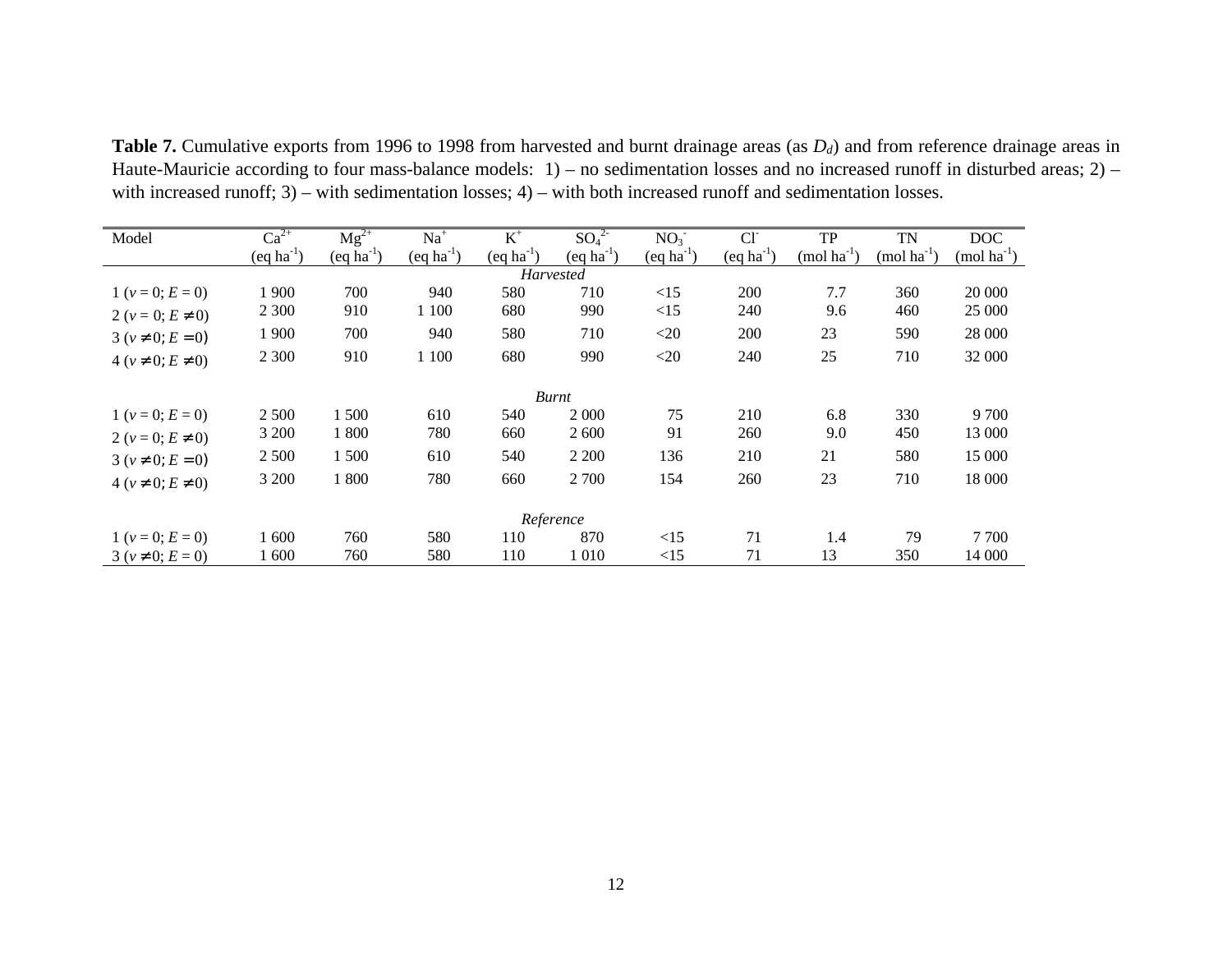**Table 7.** Cumulative exports from 1996 to 1998 from harvested and burnt drainage areas (as $D_d$) and from reference drainage areas in Haute-Mauricie according to four mass-balance models: 1) – no sedimentation losses and no increased runoff in disturbed areas; 2) – with increased runoff; 3) – with sedimentation losses; 4) – with both increased runoff and sedimentation losses.

| Model | $Ca^{2+}$ (eq ha$^{-1}$) | $Mg^{2+}$ (eq ha$^{-1}$) | $Na^{+}$ (eq ha$^{-1}$) | $K^{+}$ (eq ha$^{-1}$) | $SO_4^{2-}$ (eq ha$^{-1}$) | $NO_3^{-}$ (eq ha$^{-1}$) | $Cl^{-}$ (eq ha$^{-1}$) | TP (mol ha$^{-1}$) | TN (mol ha$^{-1}$) | DOC (mol ha$^{-1}$) |
|---|---|---|---|---|---|---|---|---|---|---|
| | | | | | *Harvested* | | | | | |
| 1 ($v = 0; E = 0$) | 1 900 | 700 | 940 | 580 | 710 | <15 | 200 | 7.7 | 360 | 20 000 |
| 2 ($v = 0; E \neq 0$) | 2 300 | 910 | 1 100 | 680 | 990 | <15 | 240 | 9.6 | 460 | 25 000 |
| 3 ($v \neq 0; E = 0$) | 1 900 | 700 | 940 | 580 | 710 | <20 | 200 | 23 | 590 | 28 000 |
| 4 ($v \neq 0; E \neq 0$) | 2 300 | 910 | 1 100 | 680 | 990 | <20 | 240 | 25 | 710 | 32 000 |
| | | | | | *Burnt* | | | | | |
| 1 ($v = 0; E = 0$) | 2 500 | 1 500 | 610 | 540 | 2 000 | 75 | 210 | 6.8 | 330 | 9 700 |
| 2 ($v = 0; E \neq 0$) | 3 200 | 1 800 | 780 | 660 | 2 600 | 91 | 260 | 9.0 | 450 | 13 000 |
| 3 ($v \neq 0; E = 0$) | 2 500 | 1 500 | 610 | 540 | 2 200 | 136 | 210 | 21 | 580 | 15 000 |
| 4 ($v \neq 0; E \neq 0$) | 3 200 | 1 800 | 780 | 660 | 2 700 | 154 | 260 | 23 | 710 | 18 000 |
| | | | | | *Reference* | | | | | |
| 1 ($v = 0; E = 0$) | 1 600 | 760 | 580 | 110 | 870 | <15 | 71 | 1.4 | 79 | 7 700 |
| 3 ($v \neq 0; E = 0$) | 1 600 | 760 | 580 | 110 | 1 010 | <15 | 71 | 13 | 350 | 14 000 |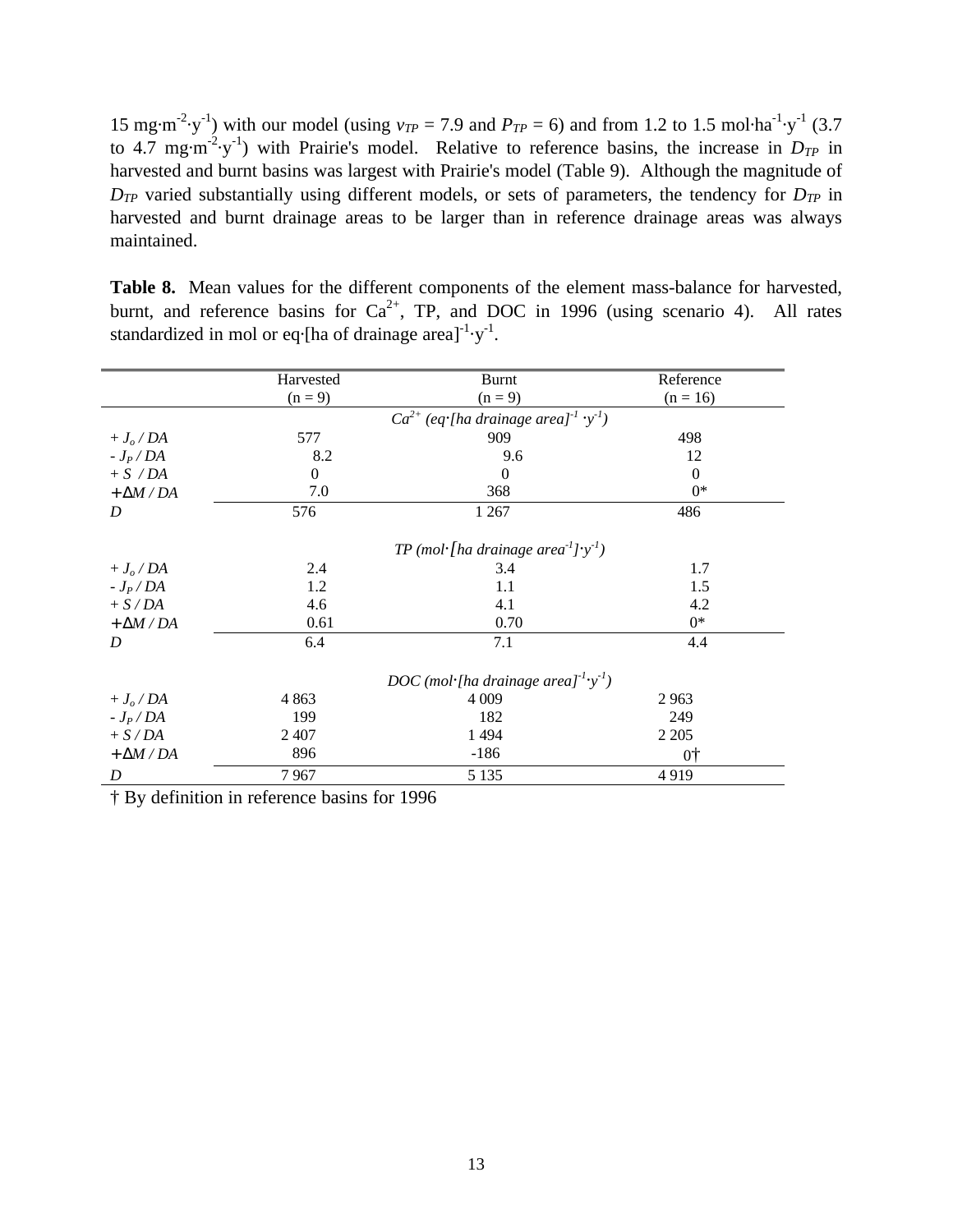15 mg·m$^{-2}$·y$^{-1}$) with our model (using $v_{TP}$ = 7.9 and $P_{TP}$ = 6) and from 1.2 to 1.5 mol·ha$^{-1}$·y$^{-1}$ (3.7 to 4.7 mg·m$^{-2}$·y$^{-1}$) with Prairie's model. Relative to reference basins, the increase in $D_{TP}$ in harvested and burnt basins was largest with Prairie's model (Table 9). Although the magnitude of $D_{TP}$ varied substantially using different models, or sets of parameters, the tendency for $D_{TP}$ in harvested and burnt drainage areas to be larger than in reference drainage areas was always maintained.

**Table 8.** Mean values for the different components of the element mass-balance for harvested, burnt, and reference basins for $Ca^{2+}$, TP, and DOC in 1996 (using scenario 4). All rates standardized in mol or eq·[ha of drainage area]$^{-1}$·y$^{-1}$.

| | Harvested (n = 9) | Burnt (n = 9) | Reference (n = 16) |
|---|---|---|---|
| | | *$Ca^{2+}$ (eq·[ha drainage area]$^{-1}$ ·y$^{-1}$)* | |
| $+ J_o / DA$ | 577 | 909 | 498 |
| $- J_P / DA$ | 8.2 | 9.6 | 12 |
| $+ S / DA$ | 0 | 0 | 0 |
| $+ \Delta M / DA$ | 7.0 | 368 | 0* |
| $D$ | 576 | 1 267 | 486 |
| | | *TP (mol·[ha drainage area$^{-1}$]·y$^{-1}$)* | |
| $+ J_o / DA$ | 2.4 | 3.4 | 1.7 |
| $- J_P / DA$ | 1.2 | 1.1 | 1.5 |
| $+ S / DA$ | 4.6 | 4.1 | 4.2 |
| $+ \Delta M / DA$ | 0.61 | 0.70 | 0* |
| $D$ | 6.4 | 7.1 | 4.4 |
| | | *DOC (mol·[ha drainage area]$^{-1}$·y$^{-1}$)* | |
| $+ J_o / DA$ | 4 863 | 4 009 | 2 963 |
| $- J_P / DA$ | 199 | 182 | 249 |
| $+ S / DA$ | 2 407 | 1 494 | 2 205 |
| $+ \Delta M / DA$ | 896 | -186 | 0† |
| $D$ | 7 967 | 5 135 | 4 919 |

† By definition in reference basins for 1996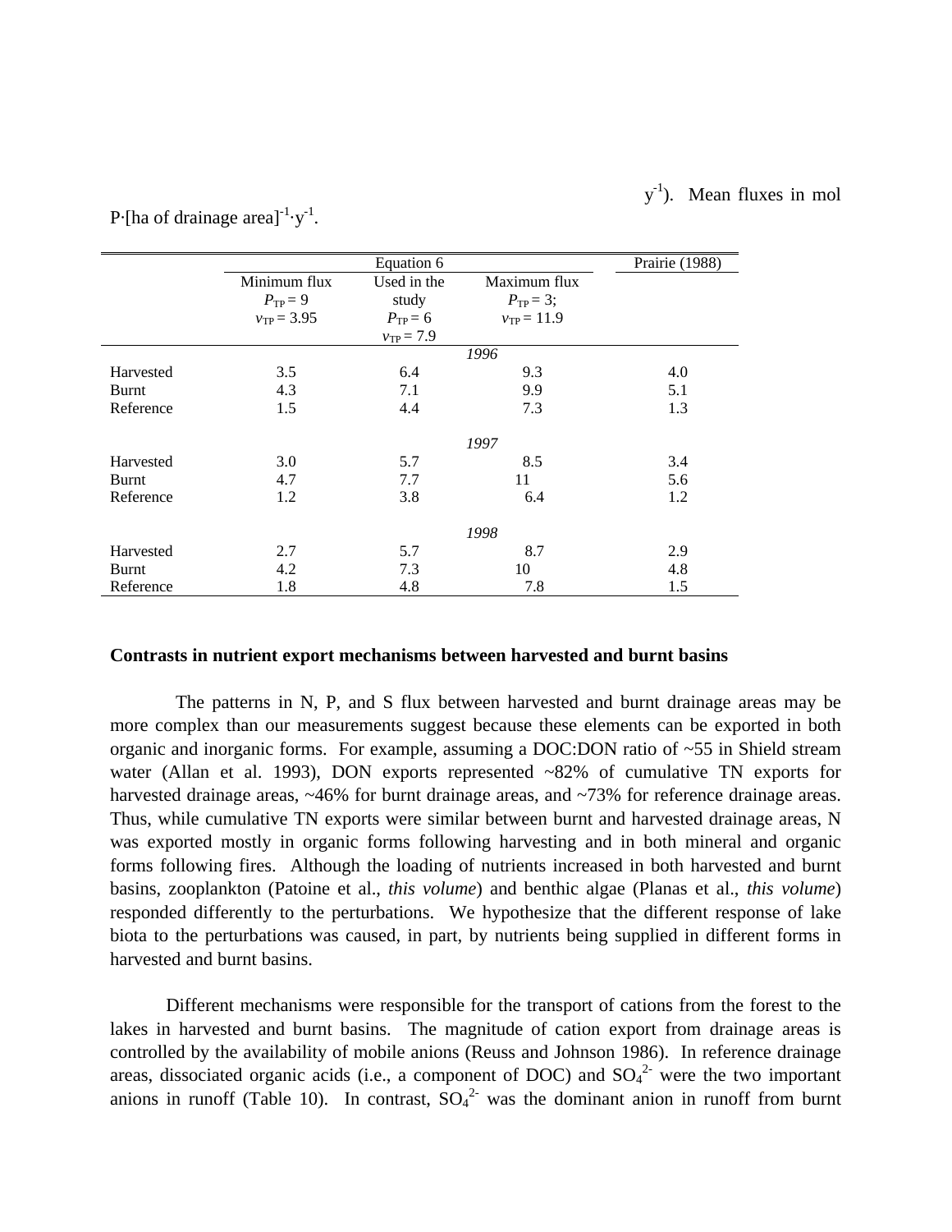$y^{-1}$). Mean fluxes in mol P·[ha of drainage area]$^{-1}$·$y^{-1}$.

| | Equation 6 | | | Prairie (1988) |
|---|---|---|---|---|
| | Minimum flux $P_{TP} = 9$ $v_{TP} = 3.95$ | Used in the study $P_{TP} = 6$ $v_{TP} = 7.9$ | Maximum flux $P_{TP} = 3$; $v_{TP} = 11.9$ | |
| | | *1996* | | |
| Harvested | 3.5 | 6.4 | 9.3 | 4.0 |
| Burnt | 4.3 | 7.1 | 9.9 | 5.1 |
| Reference | 1.5 | 4.4 | 7.3 | 1.3 |
| | | *1997* | | |
| Harvested | 3.0 | 5.7 | 8.5 | 3.4 |
| Burnt | 4.7 | 7.7 | 11 | 5.6 |
| Reference | 1.2 | 3.8 | 6.4 | 1.2 |
| | | *1998* | | |
| Harvested | 2.7 | 5.7 | 8.7 | 2.9 |
| Burnt | 4.2 | 7.3 | 10 | 4.8 |
| Reference | 1.8 | 4.8 | 7.8 | 1.5 |

**Contrasts in nutrient export mechanisms between harvested and burnt basins**

The patterns in N, P, and S flux between harvested and burnt drainage areas may be more complex than our measurements suggest because these elements can be exported in both organic and inorganic forms. For example, assuming a DOC:DON ratio of ~55 in Shield stream water (Allan et al. 1993), DON exports represented ~82% of cumulative TN exports for harvested drainage areas, ~46% for burnt drainage areas, and ~73% for reference drainage areas. Thus, while cumulative TN exports were similar between burnt and harvested drainage areas, N was exported mostly in organic forms following harvesting and in both mineral and organic forms following fires. Although the loading of nutrients increased in both harvested and burnt basins, zooplankton (Patoine et al., *this volume*) and benthic algae (Planas et al., *this volume*) responded differently to the perturbations. We hypothesize that the different response of lake biota to the perturbations was caused, in part, by nutrients being supplied in different forms in harvested and burnt basins.

Different mechanisms were responsible for the transport of cations from the forest to the lakes in harvested and burnt basins. The magnitude of cation export from drainage areas is controlled by the availability of mobile anions (Reuss and Johnson 1986). In reference drainage areas, dissociated organic acids (i.e., a component of DOC) and $SO_4^{2-}$ were the two important anions in runoff (Table 10). In contrast, $SO_4^{2-}$ was the dominant anion in runoff from burnt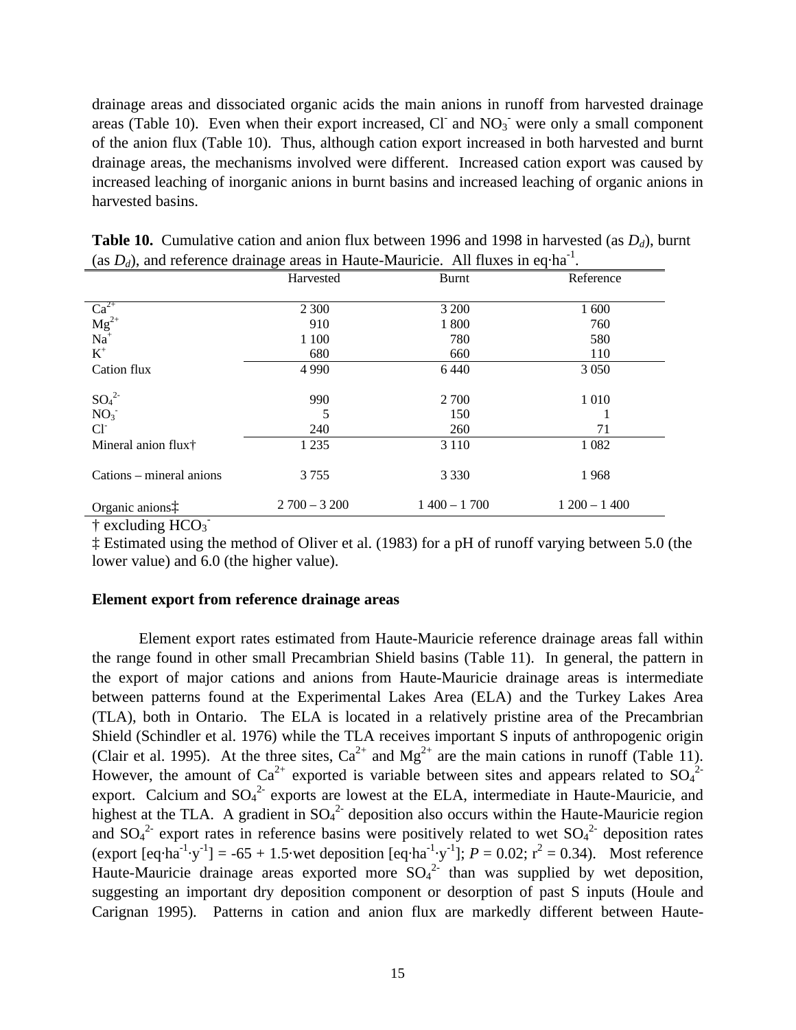drainage areas and dissociated organic acids the main anions in runoff from harvested drainage areas (Table 10). Even when their export increased, $Cl^-$ and $NO_3^-$ were only a small component of the anion flux (Table 10). Thus, although cation export increased in both harvested and burnt drainage areas, the mechanisms involved were different. Increased cation export was caused by increased leaching of inorganic anions in burnt basins and increased leaching of organic anions in harvested basins.

**Table 10.** Cumulative cation and anion flux between 1996 and 1998 in harvested (as $D_d$), burnt (as $D_d$), and reference drainage areas in Haute-Mauricie. All fluxes in eq·ha$^{-1}$.

| | Harvested | Burnt | Reference |
|---|---|---|---|
| $Ca^{2+}$ | 2 300 | 3 200 | 1 600 |
| $Mg^{2+}$ | 910 | 1 800 | 760 |
| $Na^+$ | 1 100 | 780 | 580 |
| $K^+$ | 680 | 660 | 110 |
| Cation flux | 4 990 | 6 440 | 3 050 |
| $SO_4^{2-}$ | 990 | 2 700 | 1 010 |
| $NO_3^-$ | 5 | 150 | 1 |
| $Cl^-$ | 240 | 260 | 71 |
| Mineral anion flux† | 1 235 | 3 110 | 1 082 |
| Cations – mineral anions | 3 755 | 3 330 | 1 968 |
| Organic anions‡ | 2 700 – 3 200 | 1 400 – 1 700 | 1 200 – 1 400 |

† excluding $HCO_3^-$

‡ Estimated using the method of Oliver et al. (1983) for a pH of runoff varying between 5.0 (the lower value) and 6.0 (the higher value).

**Element export from reference drainage areas**

Element export rates estimated from Haute-Mauricie reference drainage areas fall within the range found in other small Precambrian Shield basins (Table 11). In general, the pattern in the export of major cations and anions from Haute-Mauricie drainage areas is intermediate between patterns found at the Experimental Lakes Area (ELA) and the Turkey Lakes Area (TLA), both in Ontario. The ELA is located in a relatively pristine area of the Precambrian Shield (Schindler et al. 1976) while the TLA receives important S inputs of anthropogenic origin (Clair et al. 1995). At the three sites, $Ca^{2+}$ and $Mg^{2+}$ are the main cations in runoff (Table 11). However, the amount of $Ca^{2+}$ exported is variable between sites and appears related to $SO_4^{2-}$ export. Calcium and $SO_4^{2-}$ exports are lowest at the ELA, intermediate in Haute-Mauricie, and highest at the TLA. A gradient in $SO_4^{2-}$ deposition also occurs within the Haute-Mauricie region and $SO_4^{2-}$ export rates in reference basins were positively related to wet $SO_4^{2-}$ deposition rates (export [eq·ha$^{-1}$·y$^{-1}$] = -65 + 1.5·wet deposition [eq·ha$^{-1}$·y$^{-1}$]; $P = 0.02$; $r^2 = 0.34$). Most reference Haute-Mauricie drainage areas exported more $SO_4^{2-}$ than was supplied by wet deposition, suggesting an important dry deposition component or desorption of past S inputs (Houle and Carignan 1995). Patterns in cation and anion flux are markedly different between Haute-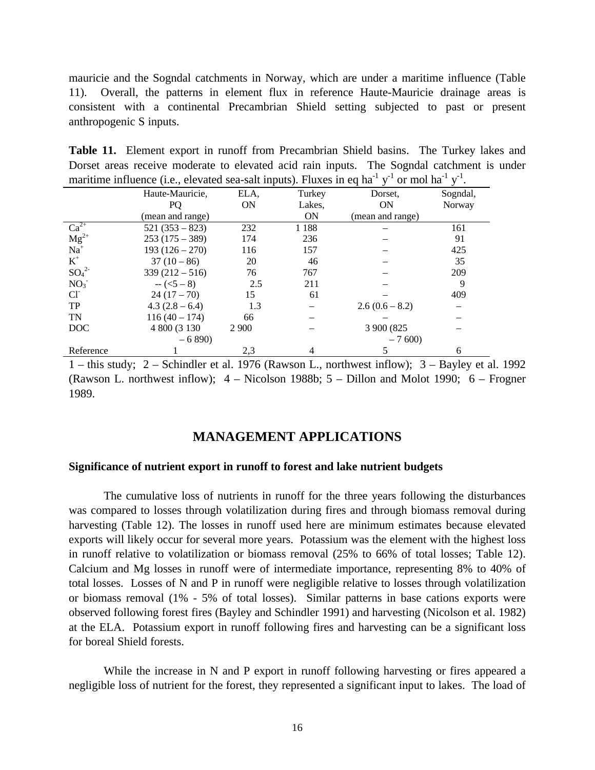mauricie and the Sogndal catchments in Norway, which are under a maritime influence (Table 11). Overall, the patterns in element flux in reference Haute-Mauricie drainage areas is consistent with a continental Precambrian Shield setting subjected to past or present anthropogenic S inputs.

**Table 11.** Element export in runoff from Precambrian Shield basins. The Turkey lakes and Dorset areas receive moderate to elevated acid rain inputs. The Sogndal catchment is under maritime influence (i.e., elevated sea-salt inputs). Fluxes in eq $ha^{-1}$ $y^{-1}$ or mol $ha^{-1}$ $y^{-1}$.

| | Haute-Mauricie, PQ (mean and range) | ELA, ON | Turkey Lakes, ON | Dorset, ON (mean and range) | Sogndal, Norway |
|---|---|---|---|---|---|
| $Ca^{2+}$ | 521 (353 – 823) | 232 | 1 188 | – | 161 |
| $Mg^{2+}$ | 253 (175 – 389) | 174 | 236 | – | 91 |
| $Na^{+}$ | 193 (126 – 270) | 116 | 157 | – | 425 |
| $K^{+}$ | 37 (10 – 86) | 20 | 46 | – | 35 |
| $SO_4^{2-}$ | 339 (212 – 516) | 76 | 767 | – | 209 |
| $NO_3^{-}$ | -- (<5 – 8) | 2.5 | 211 | – | 9 |
| $Cl^{-}$ | 24 (17 – 70) | 15 | 61 | – | 409 |
| TP | 4.3 (2.8 – 6.4) | 1.3 | – | 2.6 (0.6 – 8.2) | – |
| TN | 116 (40 – 174) | 66 | – | – | – |
| DOC | 4 800 (3 130 – 6 890) | 2 900 | – | 3 900 (825 – 7 600) | – |
| Reference | 1 | 2,3 | 4 | 5 | 6 |

1 – this study; 2 – Schindler et al. 1976 (Rawson L., northwest inflow); 3 – Bayley et al. 1992 (Rawson L. northwest inflow); 4 – Nicolson 1988b; 5 – Dillon and Molot 1990; 6 – Frogner 1989.

## MANAGEMENT APPLICATIONS

### Significance of nutrient export in runoff to forest and lake nutrient budgets

The cumulative loss of nutrients in runoff for the three years following the disturbances was compared to losses through volatilization during fires and through biomass removal during harvesting (Table 12). The losses in runoff used here are minimum estimates because elevated exports will likely occur for several more years. Potassium was the element with the highest loss in runoff relative to volatilization or biomass removal (25% to 66% of total losses; Table 12). Calcium and Mg losses in runoff were of intermediate importance, representing 8% to 40% of total losses. Losses of N and P in runoff were negligible relative to losses through volatilization or biomass removal (1% - 5% of total losses). Similar patterns in base cations exports were observed following forest fires (Bayley and Schindler 1991) and harvesting (Nicolson et al. 1982) at the ELA. Potassium export in runoff following fires and harvesting can be a significant loss for boreal Shield forests.

While the increase in N and P export in runoff following harvesting or fires appeared a negligible loss of nutrient for the forest, they represented a significant input to lakes. The load of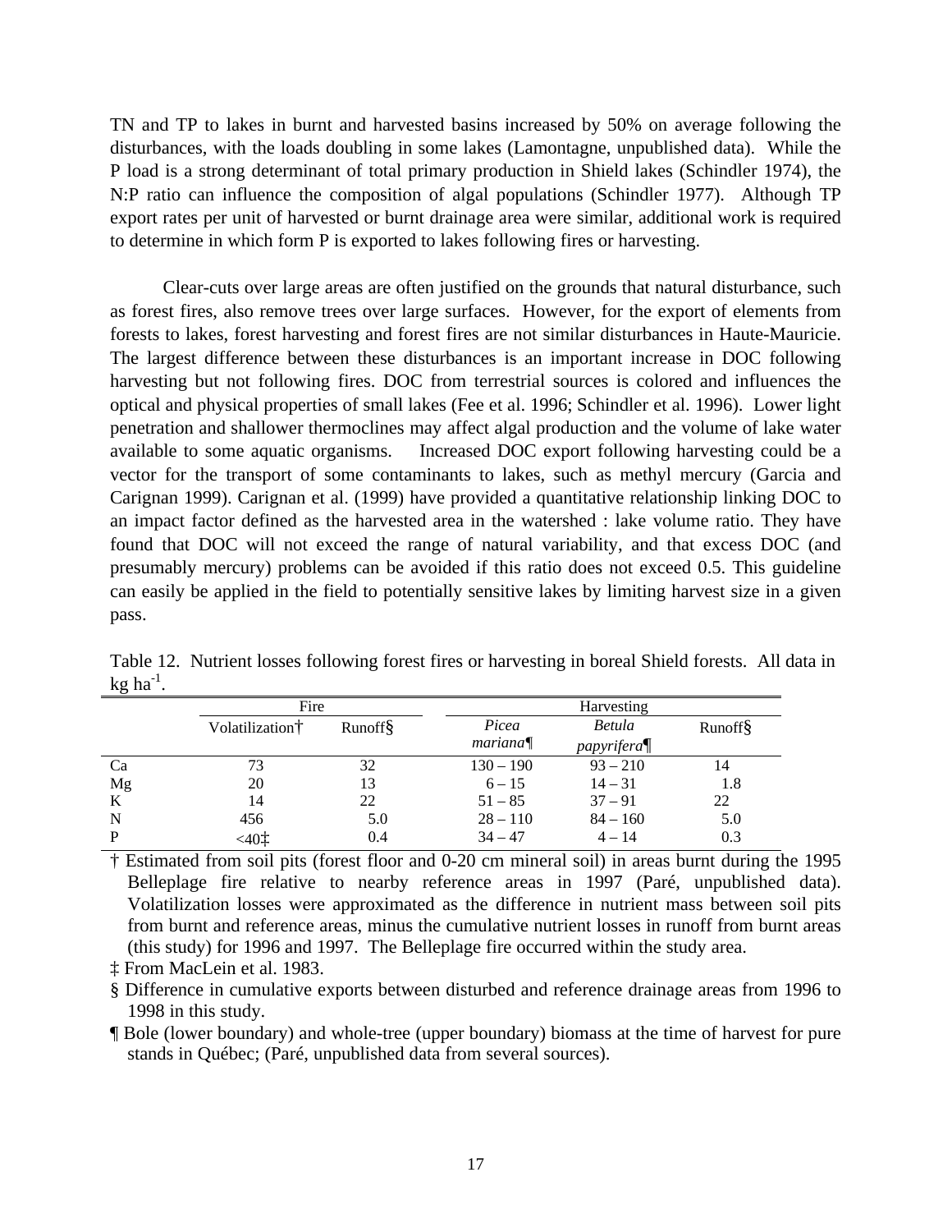TN and TP to lakes in burnt and harvested basins increased by 50% on average following the disturbances, with the loads doubling in some lakes (Lamontagne, unpublished data). While the P load is a strong determinant of total primary production in Shield lakes (Schindler 1974), the N:P ratio can influence the composition of algal populations (Schindler 1977). Although TP export rates per unit of harvested or burnt drainage area were similar, additional work is required to determine in which form P is exported to lakes following fires or harvesting.

Clear-cuts over large areas are often justified on the grounds that natural disturbance, such as forest fires, also remove trees over large surfaces. However, for the export of elements from forests to lakes, forest harvesting and forest fires are not similar disturbances in Haute-Mauricie. The largest difference between these disturbances is an important increase in DOC following harvesting but not following fires. DOC from terrestrial sources is colored and influences the optical and physical properties of small lakes (Fee et al. 1996; Schindler et al. 1996). Lower light penetration and shallower thermoclines may affect algal production and the volume of lake water available to some aquatic organisms. Increased DOC export following harvesting could be a vector for the transport of some contaminants to lakes, such as methyl mercury (Garcia and Carignan 1999). Carignan et al. (1999) have provided a quantitative relationship linking DOC to an impact factor defined as the harvested area in the watershed : lake volume ratio. They have found that DOC will not exceed the range of natural variability, and that excess DOC (and presumably mercury) problems can be avoided if this ratio does not exceed 0.5. This guideline can easily be applied in the field to potentially sensitive lakes by limiting harvest size in a given pass.

Table 12. Nutrient losses following forest fires or harvesting in boreal Shield forests. All data in kg ha$^{-1}$.

| | Fire | | Harvesting | | |
|---|---|---|---|---|---|
| | Volatilization† | Runoff§ | *Picea mariana*¶ | *Betula papyrifera*¶ | Runoff§ |
| Ca | 73 | 32 | 130 – 190 | 93 – 210 | 14 |
| Mg | 20 | 13 | 6 – 15 | 14 – 31 | 1.8 |
| K | 14 | 22 | 51 – 85 | 37 – 91 | 22 |
| N | 456 | 5.0 | 28 – 110 | 84 – 160 | 5.0 |
| P | <40‡ | 0.4 | 34 – 47 | 4 – 14 | 0.3 |

† Estimated from soil pits (forest floor and 0-20 cm mineral soil) in areas burnt during the 1995 Belleplage fire relative to nearby reference areas in 1997 (Paré, unpublished data). Volatilization losses were approximated as the difference in nutrient mass between soil pits from burnt and reference areas, minus the cumulative nutrient losses in runoff from burnt areas (this study) for 1996 and 1997. The Belleplage fire occurred within the study area.

‡ From MacLein et al. 1983.

§ Difference in cumulative exports between disturbed and reference drainage areas from 1996 to 1998 in this study.

¶ Bole (lower boundary) and whole-tree (upper boundary) biomass at the time of harvest for pure stands in Québec; (Paré, unpublished data from several sources).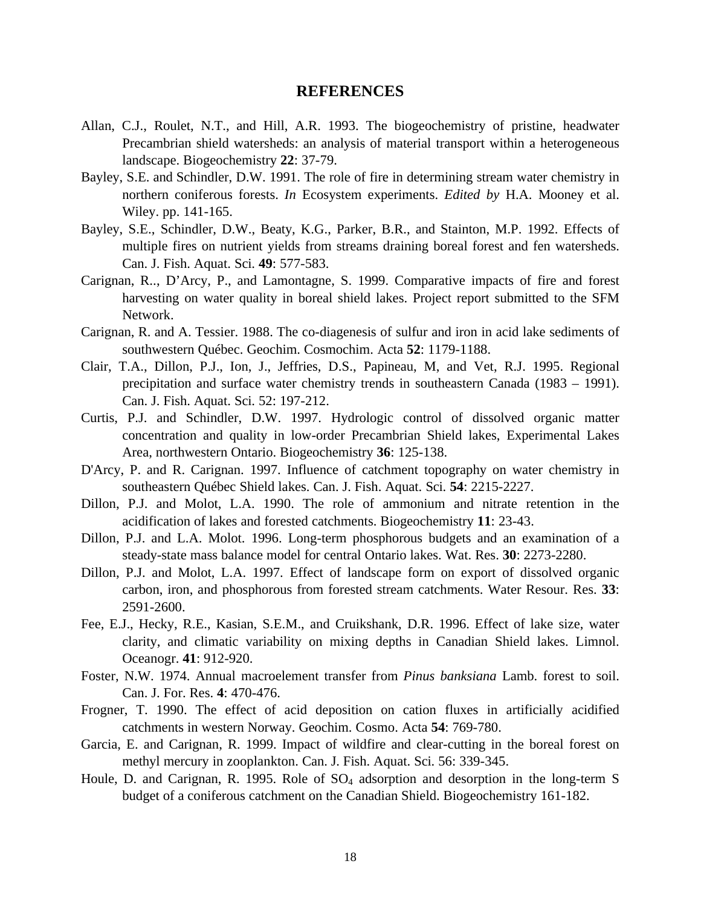# REFERENCES

Allan, C.J., Roulet, N.T., and Hill, A.R. 1993. The biogeochemistry of pristine, headwater Precambrian shield watersheds: an analysis of material transport within a heterogeneous landscape. Biogeochemistry **22**: 37-79.

Bayley, S.E. and Schindler, D.W. 1991. The role of fire in determining stream water chemistry in northern coniferous forests. *In* Ecosystem experiments. *Edited by* H.A. Mooney et al. Wiley. pp. 141-165.

Bayley, S.E., Schindler, D.W., Beaty, K.G., Parker, B.R., and Stainton, M.P. 1992. Effects of multiple fires on nutrient yields from streams draining boreal forest and fen watersheds. Can. J. Fish. Aquat. Sci. **49**: 577-583.

Carignan, R.., D'Arcy, P., and Lamontagne, S. 1999. Comparative impacts of fire and forest harvesting on water quality in boreal shield lakes. Project report submitted to the SFM Network.

Carignan, R. and A. Tessier. 1988. The co-diagenesis of sulfur and iron in acid lake sediments of southwestern Québec. Geochim. Cosmochim. Acta **52**: 1179-1188.

Clair, T.A., Dillon, P.J., Ion, J., Jeffries, D.S., Papineau, M, and Vet, R.J. 1995. Regional precipitation and surface water chemistry trends in southeastern Canada (1983 – 1991). Can. J. Fish. Aquat. Sci. 52: 197-212.

Curtis, P.J. and Schindler, D.W. 1997. Hydrologic control of dissolved organic matter concentration and quality in low-order Precambrian Shield lakes, Experimental Lakes Area, northwestern Ontario. Biogeochemistry **36**: 125-138.

D'Arcy, P. and R. Carignan. 1997. Influence of catchment topography on water chemistry in southeastern Québec Shield lakes. Can. J. Fish. Aquat. Sci. **54**: 2215-2227.

Dillon, P.J. and Molot, L.A. 1990. The role of ammonium and nitrate retention in the acidification of lakes and forested catchments. Biogeochemistry **11**: 23-43.

Dillon, P.J. and L.A. Molot. 1996. Long-term phosphorous budgets and an examination of a steady-state mass balance model for central Ontario lakes. Wat. Res. **30**: 2273-2280.

Dillon, P.J. and Molot, L.A. 1997. Effect of landscape form on export of dissolved organic carbon, iron, and phosphorous from forested stream catchments. Water Resour. Res. **33**: 2591-2600.

Fee, E.J., Hecky, R.E., Kasian, S.E.M., and Cruikshank, D.R. 1996. Effect of lake size, water clarity, and climatic variability on mixing depths in Canadian Shield lakes. Limnol. Oceanogr. **41**: 912-920.

Foster, N.W. 1974. Annual macroelement transfer from *Pinus banksiana* Lamb. forest to soil. Can. J. For. Res. **4**: 470-476.

Frogner, T. 1990. The effect of acid deposition on cation fluxes in artificially acidified catchments in western Norway. Geochim. Cosmo. Acta **54**: 769-780.

Garcia, E. and Carignan, R. 1999. Impact of wildfire and clear-cutting in the boreal forest on methyl mercury in zooplankton. Can. J. Fish. Aquat. Sci. 56: 339-345.

Houle, D. and Carignan, R. 1995. Role of $SO_4$ adsorption and desorption in the long-term S budget of a coniferous catchment on the Canadian Shield. Biogeochemistry 161-182.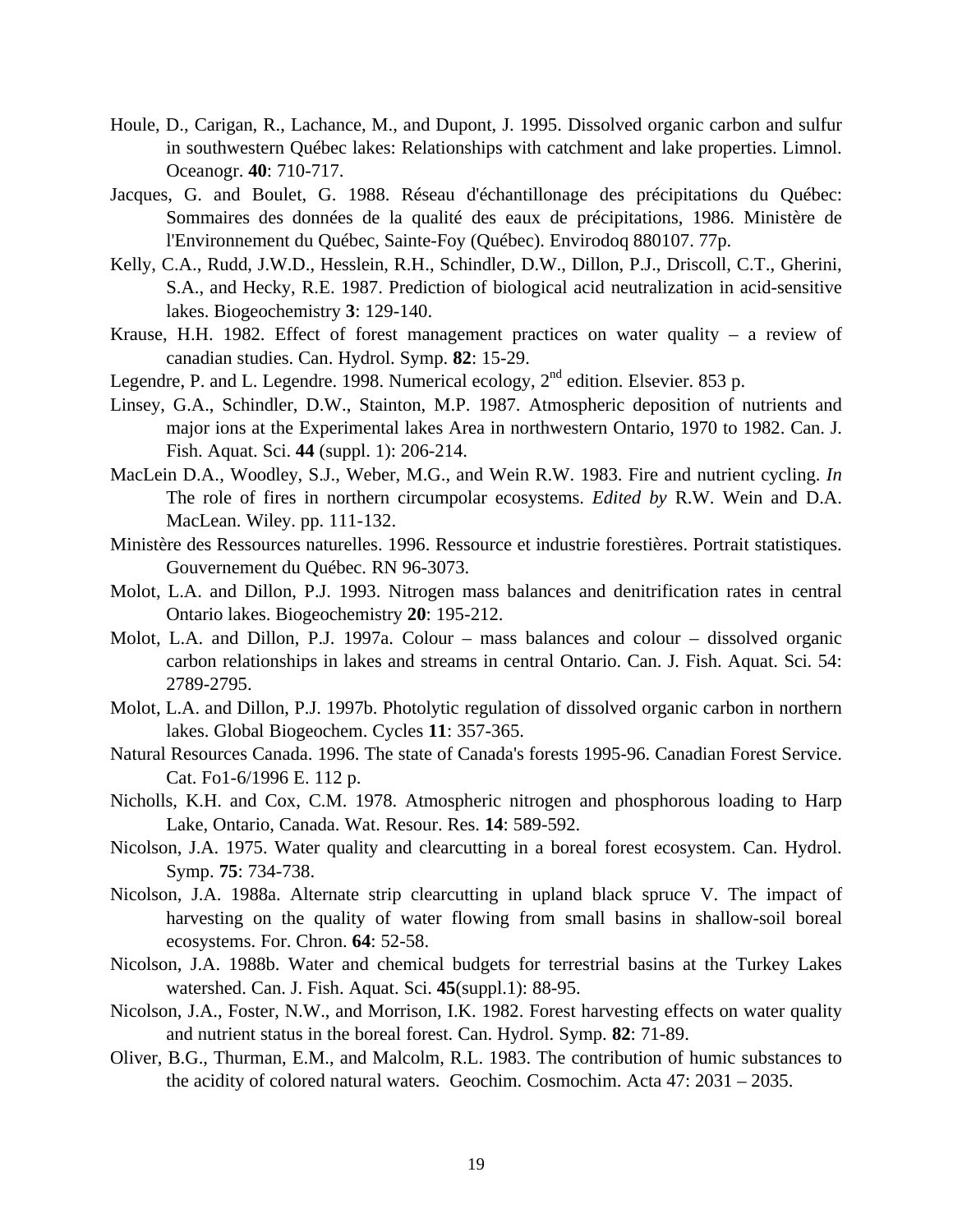Houle, D., Carigan, R., Lachance, M., and Dupont, J. 1995. Dissolved organic carbon and sulfur in southwestern Québec lakes: Relationships with catchment and lake properties. Limnol. Oceanogr. **40**: 710-717.

Jacques, G. and Boulet, G. 1988. Réseau d'échantillonage des précipitations du Québec: Sommaires des données de la qualité des eaux de précipitations, 1986. Ministère de l'Environnement du Québec, Sainte-Foy (Québec). Envirodoq 880107. 77p.

Kelly, C.A., Rudd, J.W.D., Hesslein, R.H., Schindler, D.W., Dillon, P.J., Driscoll, C.T., Gherini, S.A., and Hecky, R.E. 1987. Prediction of biological acid neutralization in acid-sensitive lakes. Biogeochemistry **3**: 129-140.

Krause, H.H. 1982. Effect of forest management practices on water quality – a review of canadian studies. Can. Hydrol. Symp. **82**: 15-29.

Legendre, P. and L. Legendre. 1998. Numerical ecology, 2nd edition. Elsevier. 853 p.

Linsey, G.A., Schindler, D.W., Stainton, M.P. 1987. Atmospheric deposition of nutrients and major ions at the Experimental lakes Area in northwestern Ontario, 1970 to 1982. Can. J. Fish. Aquat. Sci. **44** (suppl. 1): 206-214.

MacLein D.A., Woodley, S.J., Weber, M.G., and Wein R.W. 1983. Fire and nutrient cycling. *In* The role of fires in northern circumpolar ecosystems. *Edited by* R.W. Wein and D.A. MacLean. Wiley. pp. 111-132.

Ministère des Ressources naturelles. 1996. Ressource et industrie forestières. Portrait statistiques. Gouvernement du Québec. RN 96-3073.

Molot, L.A. and Dillon, P.J. 1993. Nitrogen mass balances and denitrification rates in central Ontario lakes. Biogeochemistry **20**: 195-212.

Molot, L.A. and Dillon, P.J. 1997a. Colour – mass balances and colour – dissolved organic carbon relationships in lakes and streams in central Ontario. Can. J. Fish. Aquat. Sci. 54: 2789-2795.

Molot, L.A. and Dillon, P.J. 1997b. Photolytic regulation of dissolved organic carbon in northern lakes. Global Biogeochem. Cycles **11**: 357-365.

Natural Resources Canada. 1996. The state of Canada's forests 1995-96. Canadian Forest Service. Cat. Fo1-6/1996 E. 112 p.

Nicholls, K.H. and Cox, C.M. 1978. Atmospheric nitrogen and phosphorous loading to Harp Lake, Ontario, Canada. Wat. Resour. Res. **14**: 589-592.

Nicolson, J.A. 1975. Water quality and clearcutting in a boreal forest ecosystem. Can. Hydrol. Symp. **75**: 734-738.

Nicolson, J.A. 1988a. Alternate strip clearcutting in upland black spruce V. The impact of harvesting on the quality of water flowing from small basins in shallow-soil boreal ecosystems. For. Chron. **64**: 52-58.

Nicolson, J.A. 1988b. Water and chemical budgets for terrestrial basins at the Turkey Lakes watershed. Can. J. Fish. Aquat. Sci. **45**(suppl.1): 88-95.

Nicolson, J.A., Foster, N.W., and Morrison, I.K. 1982. Forest harvesting effects on water quality and nutrient status in the boreal forest. Can. Hydrol. Symp. **82**: 71-89.

Oliver, B.G., Thurman, E.M., and Malcolm, R.L. 1983. The contribution of humic substances to the acidity of colored natural waters. Geochim. Cosmochim. Acta 47: 2031 – 2035.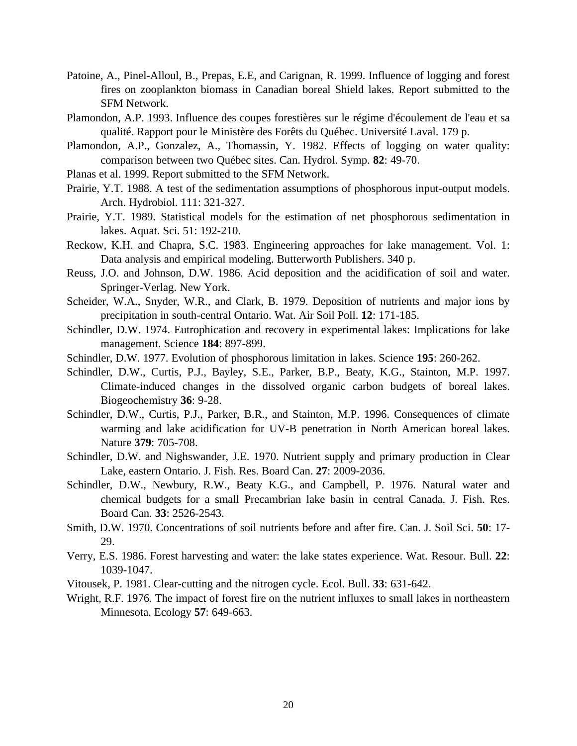Patoine, A., Pinel-Alloul, B., Prepas, E.E, and Carignan, R. 1999. Influence of logging and forest fires on zooplankton biomass in Canadian boreal Shield lakes. Report submitted to the SFM Network.

Plamondon, A.P. 1993. Influence des coupes forestières sur le régime d'écoulement de l'eau et sa qualité. Rapport pour le Ministère des Forêts du Québec. Université Laval. 179 p.

Plamondon, A.P., Gonzalez, A., Thomassin, Y. 1982. Effects of logging on water quality: comparison between two Québec sites. Can. Hydrol. Symp. **82**: 49-70.

Planas et al. 1999. Report submitted to the SFM Network.

Prairie, Y.T. 1988. A test of the sedimentation assumptions of phosphorous input-output models. Arch. Hydrobiol. 111: 321-327.

Prairie, Y.T. 1989. Statistical models for the estimation of net phosphorous sedimentation in lakes. Aquat. Sci. 51: 192-210.

Reckow, K.H. and Chapra, S.C. 1983. Engineering approaches for lake management. Vol. 1: Data analysis and empirical modeling. Butterworth Publishers. 340 p.

Reuss, J.O. and Johnson, D.W. 1986. Acid deposition and the acidification of soil and water. Springer-Verlag. New York.

Scheider, W.A., Snyder, W.R., and Clark, B. 1979. Deposition of nutrients and major ions by precipitation in south-central Ontario. Wat. Air Soil Poll. **12**: 171-185.

Schindler, D.W. 1974. Eutrophication and recovery in experimental lakes: Implications for lake management. Science **184**: 897-899.

Schindler, D.W. 1977. Evolution of phosphorous limitation in lakes. Science **195**: 260-262.

Schindler, D.W., Curtis, P.J., Bayley, S.E., Parker, B.P., Beaty, K.G., Stainton, M.P. 1997. Climate-induced changes in the dissolved organic carbon budgets of boreal lakes. Biogeochemistry **36**: 9-28.

Schindler, D.W., Curtis, P.J., Parker, B.R., and Stainton, M.P. 1996. Consequences of climate warming and lake acidification for UV-B penetration in North American boreal lakes. Nature **379**: 705-708.

Schindler, D.W. and Nighswander, J.E. 1970. Nutrient supply and primary production in Clear Lake, eastern Ontario. J. Fish. Res. Board Can. **27**: 2009-2036.

Schindler, D.W., Newbury, R.W., Beaty K.G., and Campbell, P. 1976. Natural water and chemical budgets for a small Precambrian lake basin in central Canada. J. Fish. Res. Board Can. **33**: 2526-2543.

Smith, D.W. 1970. Concentrations of soil nutrients before and after fire. Can. J. Soil Sci. **50**: 17-29.

Verry, E.S. 1986. Forest harvesting and water: the lake states experience. Wat. Resour. Bull. **22**: 1039-1047.

Vitousek, P. 1981. Clear-cutting and the nitrogen cycle. Ecol. Bull. **33**: 631-642.

Wright, R.F. 1976. The impact of forest fire on the nutrient influxes to small lakes in northeastern Minnesota. Ecology **57**: 649-663.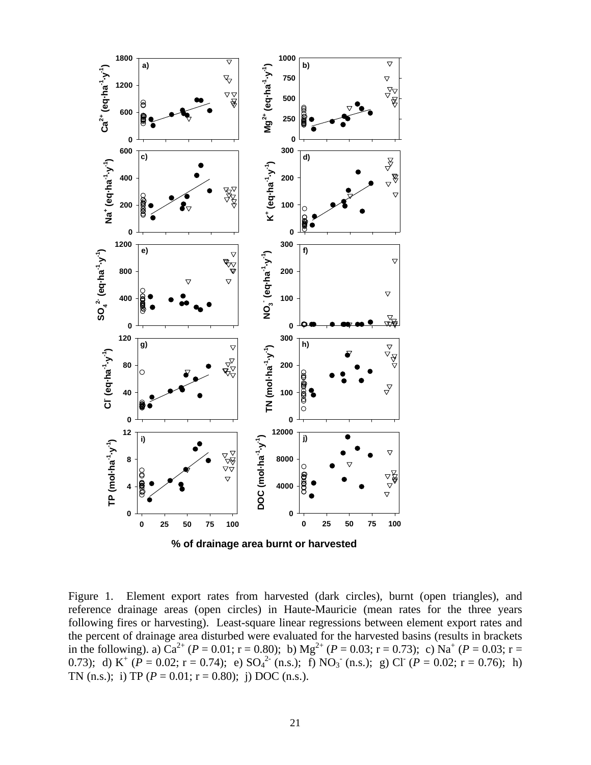Figure 1. Element export rates from harvested (dark circles), burnt (open triangles), and reference drainage areas (open circles) in Haute-Mauricie (mean rates for the three years following fires or harvesting). Least-square linear regressions between element export rates and the percent of drainage area disturbed were evaluated for the harvested basins (results in brackets in the following). a) $Ca^{2+}$ ($P$ = 0.01; r = 0.80); b) $Mg^{2+}$ ($P$ = 0.03; r = 0.73); c) $Na^{+}$ ($P$ = 0.03; r = 0.73); d) $K^{+}$ ($P$ = 0.02; r = 0.74); e) $SO_4^{2-}$ (n.s.); f) $NO_3^{-}$ (n.s.); g) $Cl^{-}$ ($P$ = 0.02; r = 0.76); h) TN (n.s.); i) TP ($P$ = 0.01; r = 0.80); j) DOC (n.s.).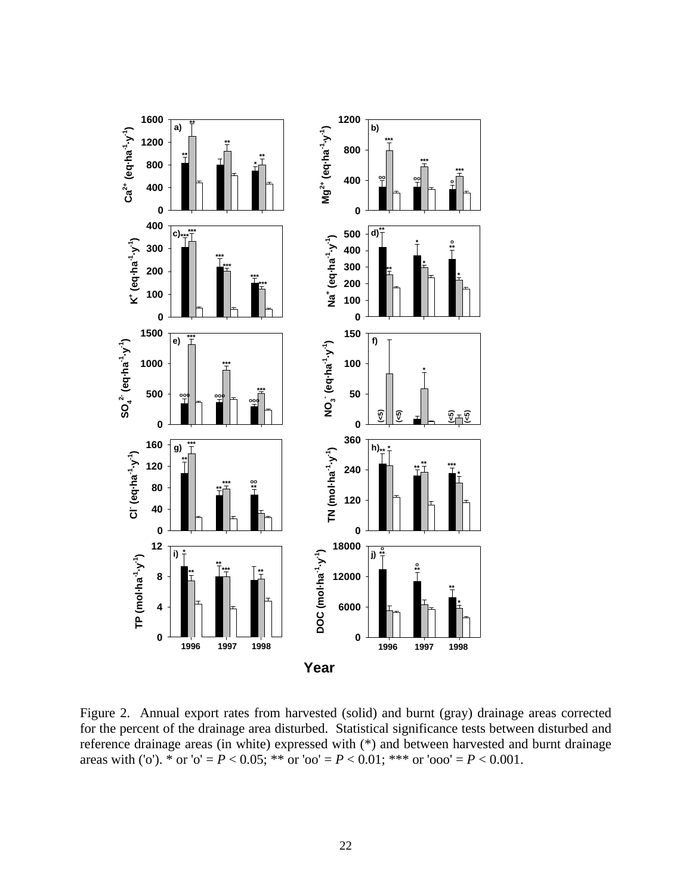a)

$Ca^{2+}$ (eq·ha$^{-1}$·y$^{-1}$)

1600
1200
800
400
0

b)

$Mg^{2+}$ (eq·ha$^{-1}$·y$^{-1}$)

1200
800
400
0

c)

$K^+$ (eq·ha$^{-1}$·y$^{-1}$)

400
300
200
100
0

d)

$Na^+$ (eq·ha$^{-1}$·y$^{-1}$)

500
400
300
200
100
0

e)

$SO_4^{\ 2-}$ (eq·ha$^{-1}$·y$^{-1}$)

1500
1000
500
0

f)

$NO_3^{\ -}$ (eq·ha$^{-1}$·y$^{-1}$)

150
100
50
0

(<5) (<5) (<5) (<5)

g)

$Cl^-$ (eq·ha$^{-1}$·y$^{-1}$)

160
120
80
40
0

h)

TN (mol·ha$^{-1}$·y$^{-1}$)

360
240
120
0

i)

TP (mol·ha$^{-1}$·y$^{-1}$)

12
8
4
0

1996 1997 1998

j)

DOC (mol·ha$^{-1}$·y$^{-1}$)

18000
12000
6000
0

1996 1997 1998

Year

Figure 2. Annual export rates from harvested (solid) and burnt (gray) drainage areas corrected for the percent of the drainage area disturbed. Statistical significance tests between disturbed and reference drainage areas (in white) expressed with (*) and between harvested and burnt drainage areas with ('o'). * or 'o' = $P < 0.05$; ** or 'oo' = $P < 0.01$; *** or 'ooo' = $P < 0.001$.